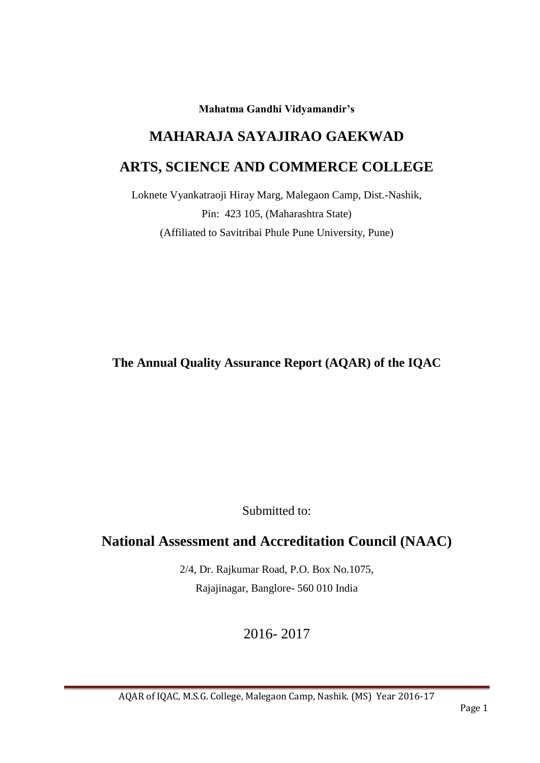**Mahatma Gandhi Vidyamandir's**

# MAHARAJA SAYAJIRAO GAEKWAD

# ARTS, SCIENCE AND COMMERCE COLLEGE

Loknete Vyankatraoji Hiray Marg, Malegaon Camp, Dist.-Nashik,

Pin: 423 105, (Maharashtra State)

(Affiliated to Savitribai Phule Pune University, Pune)

## The Annual Quality Assurance Report (AQAR) of the IQAC

Submitted to:

## National Assessment and Accreditation Council (NAAC)

2/4, Dr. Rajkumar Road, P.O. Box No.1075,

Rajajinagar, Banglore- 560 010 India

2016- 2017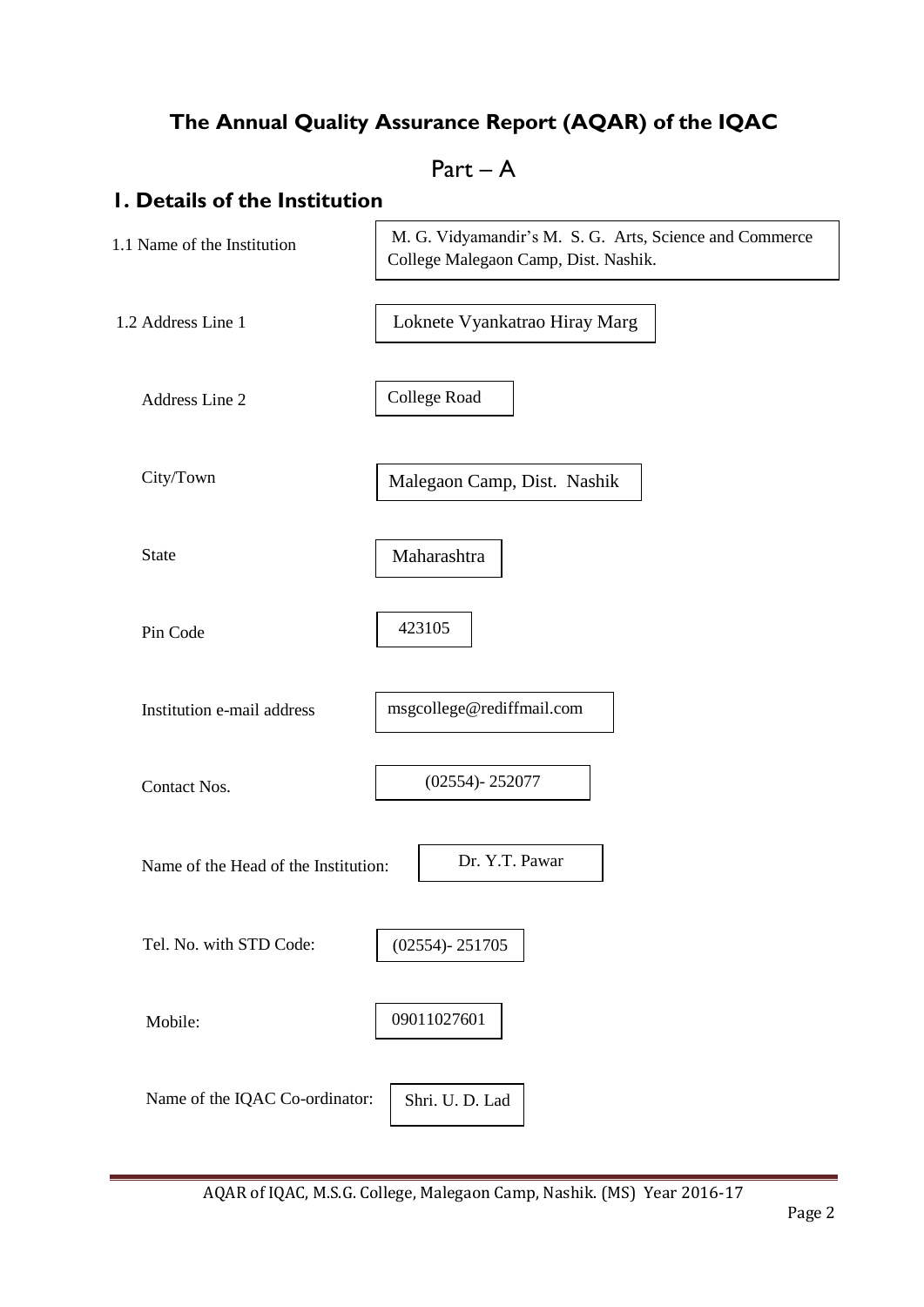# The Annual Quality Assurance Report (AQAR) of the IQAC

## Part – A

## 1. Details of the Institution

| | |
|---|---|
| 1.1 Name of the Institution | M. G. Vidyamandir's M. S. G. Arts, Science and Commerce College Malegaon Camp, Dist. Nashik. |
| 1.2 Address Line 1 | Loknete Vyankatrao Hiray Marg |
| Address Line 2 | College Road |
| City/Town | Malegaon Camp, Dist. Nashik |
| State | Maharashtra |
| Pin Code | 423105 |
| Institution e-mail address | msgcollege@rediffmail.com |
| Contact Nos. | (02554)- 252077 |
| Name of the Head of the Institution: | Dr. Y.T. Pawar |
| Tel. No. with STD Code: | (02554)- 251705 |
| Mobile: | 09011027601 |
| Name of the IQAC Co-ordinator: | Shri. U. D. Lad |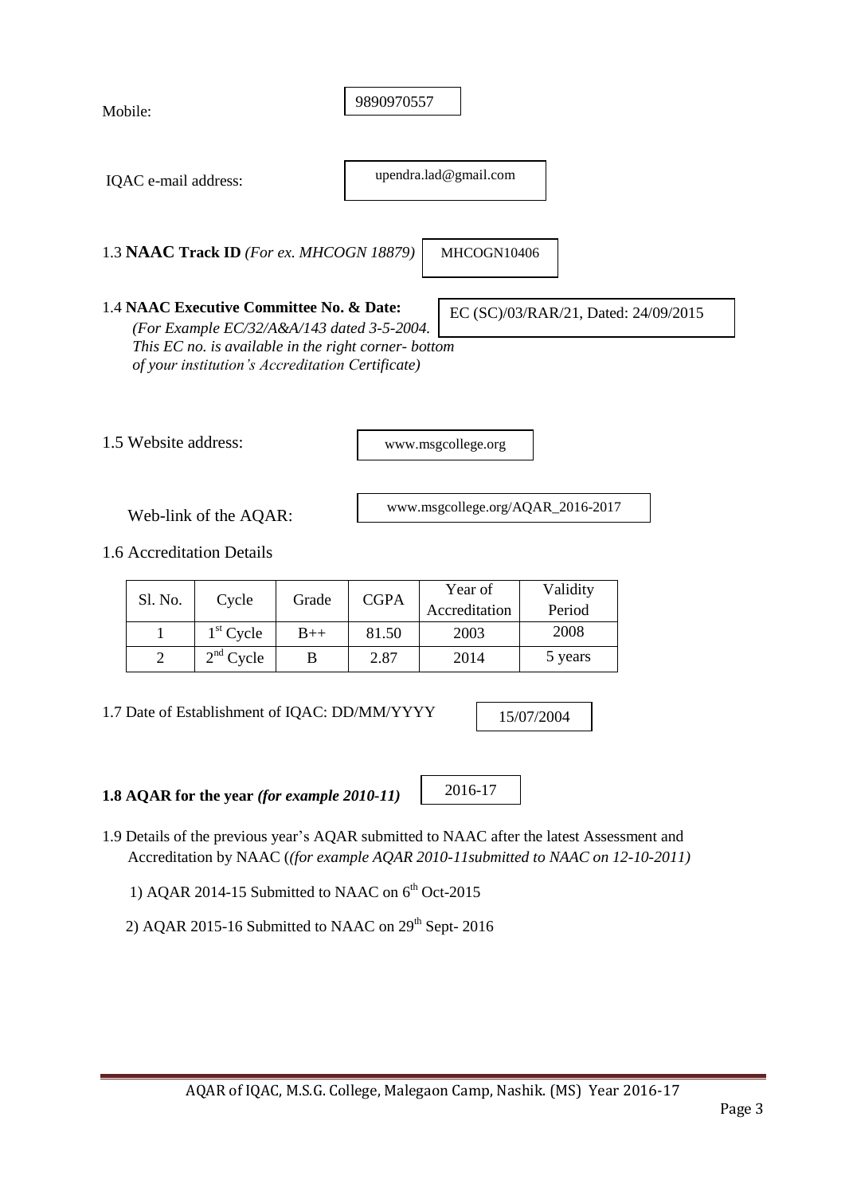Mobile: 9890970557

IQAC e-mail address: upendra.lad@gmail.com

1.3 **NAAC Track ID** *(For ex. MHCOGN 18879)* MHCOGN10406

1.4 **NAAC Executive Committee No. & Date:** EC (SC)/03/RAR/21, Dated: 24/09/2015
*(For Example EC/32/A&A/143 dated 3-5-2004. This EC no. is available in the right corner- bottom of your institution's Accreditation Certificate)*

1.5 Website address: www.msgcollege.org

Web-link of the AQAR: www.msgcollege.org/AQAR_2016-2017

1.6 Accreditation Details

| Sl. No. | Cycle | Grade | CGPA | Year of Accreditation | Validity Period |
|---|---|---|---|---|---|
| 1 | 1st Cycle | B++ | 81.50 | 2003 | 2008 |
| 2 | 2nd Cycle | B | 2.87 | 2014 | 5 years |

1.7 Date of Establishment of IQAC: DD/MM/YYYY 15/07/2004

**1.8 AQAR for the year** ***(for example 2010-11)*** 2016-17

1.9 Details of the previous year's AQAR submitted to NAAC after the latest Assessment and Accreditation by NAAC (*(for example AQAR 2010-11submitted to NAAC on 12-10-2011)*

1) AQAR 2014-15 Submitted to NAAC on 6th Oct-2015

2) AQAR 2015-16 Submitted to NAAC on 29th Sept- 2016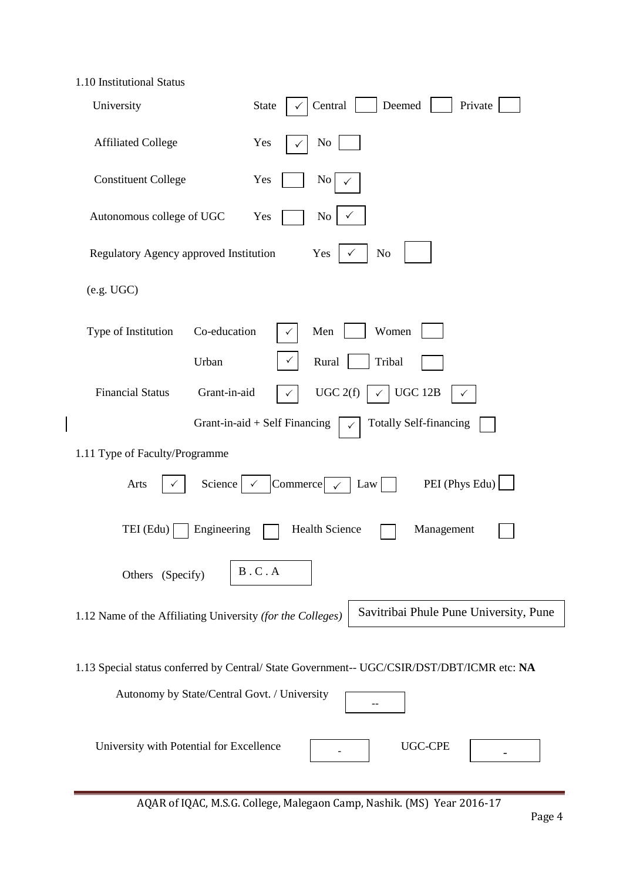1.10 Institutional Status

University State ✓ Central ☐ Deemed ☐ Private ☐

Affiliated College Yes ✓ No ☐

Constituent College Yes ☐ No ✓

Autonomous college of UGC Yes ☐ No ✓

Regulatory Agency approved Institution Yes ✓ No ☐

(e.g. UGC)

Type of Institution Co-education ✓ Men ☐ Women ☐

Urban ✓ Rural ☐ Tribal ☐

Financial Status Grant-in-aid ✓ UGC 2(f) ✓ UGC 12B ✓

Grant-in-aid + Self Financing ✓ Totally Self-financing ☐

1.11 Type of Faculty/Programme

Arts ✓ Science ✓ Commerce ✓ Law ☐ PEI (Phys Edu) ☐

TEI (Edu) ☐ Engineering ☐ Health Science ☐ Management ☐

Others (Specify) B . C . A

1.12 Name of the Affiliating University *(for the Colleges)* Savitribai Phule Pune University, Pune

1.13 Special status conferred by Central/ State Government-- UGC/CSIR/DST/DBT/ICMR etc: **NA**

Autonomy by State/Central Govt. / University --

University with Potential for Excellence - UGC-CPE -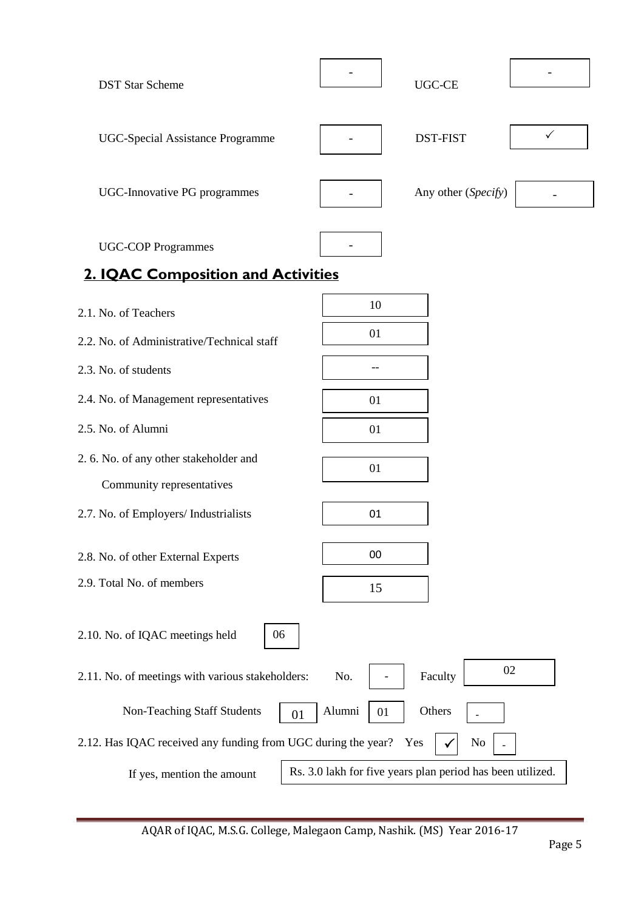| | | | |
|---|---|---|---|
| DST Star Scheme | - | UGC-CE | - |
| UGC-Special Assistance Programme | - | DST-FIST | ✓ |
| UGC-Innovative PG programmes | - | Any other (*Specify*) | - |
| UGC-COP Programmes | - | | |

## 2. IQAC Composition and Activities

| | |
|---|---|
| 2.1. No. of Teachers | 10 |
| 2.2. No. of Administrative/Technical staff | 01 |
| 2.3. No. of students | -- |
| 2.4. No. of Management representatives | 01 |
| 2.5. No. of Alumni | 01 |
| 2. 6. No. of any other stakeholder and Community representatives | 01 |
| 2.7. No. of Employers/ Industrialists | 01 |
| 2.8. No. of other External Experts | 00 |
| 2.9. Total No. of members | 15 |

2.10. No. of IQAC meetings held: 06

2.11. No. of meetings with various stakeholders: No. - Faculty 02

Non-Teaching Staff Students 01 Alumni 01 Others -

2.12. Has IQAC received any funding from UGC during the year? Yes ✓ No -

If yes, mention the amount: Rs. 3.0 lakh for five years plan period has been utilized.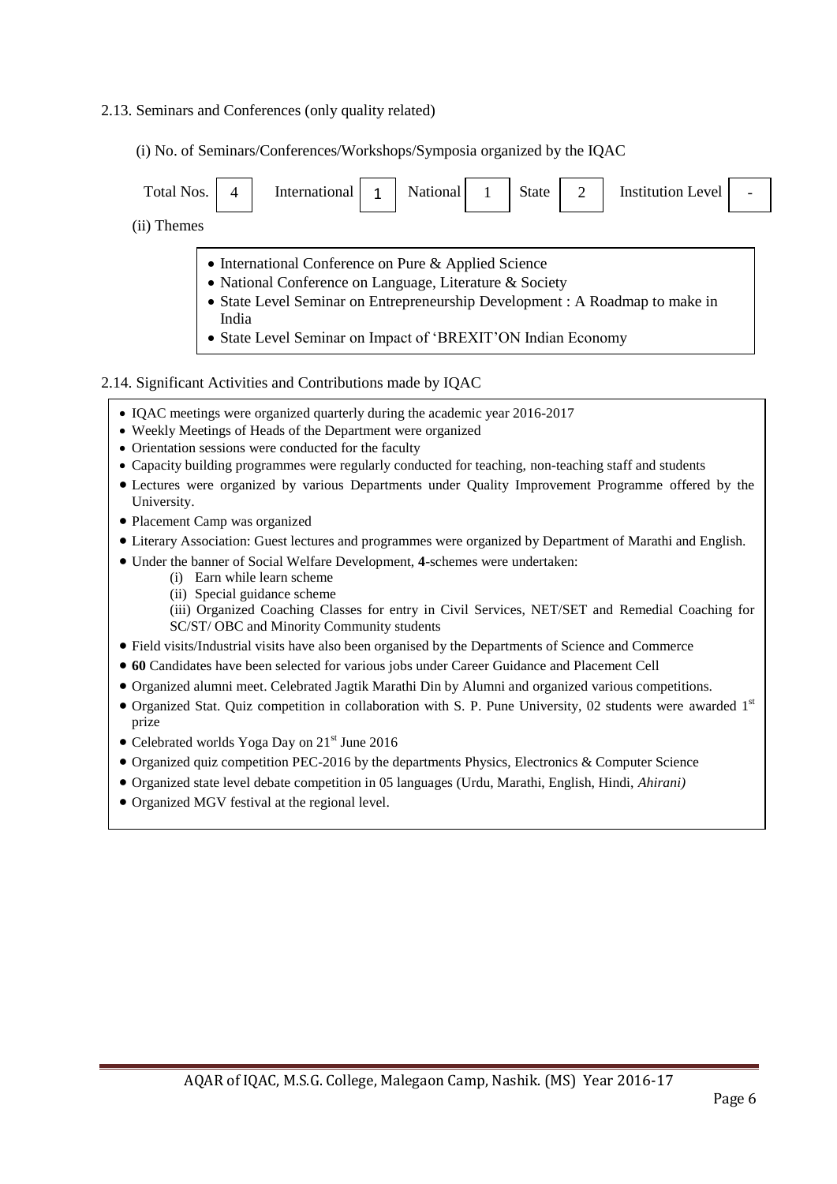2.13. Seminars and Conferences (only quality related)

(i) No. of Seminars/Conferences/Workshops/Symposia organized by the IQAC

| Total Nos. | 4 | International | 1 | National | 1 | State | 2 | Institution Level | - |
|---|---|---|---|---|---|---|---|---|---|

(ii) Themes

- International Conference on Pure & Applied Science
- National Conference on Language, Literature & Society
- State Level Seminar on Entrepreneurship Development : A Roadmap to make in India
- State Level Seminar on Impact of 'BREXIT'ON Indian Economy

2.14. Significant Activities and Contributions made by IQAC

- IQAC meetings were organized quarterly during the academic year 2016-2017
- Weekly Meetings of Heads of the Department were organized
- Orientation sessions were conducted for the faculty
- Capacity building programmes were regularly conducted for teaching, non-teaching staff and students
- Lectures were organized by various Departments under Quality Improvement Programme offered by the University.
- Placement Camp was organized
- Literary Association: Guest lectures and programmes were organized by Department of Marathi and English.
- Under the banner of Social Welfare Development, **4**-schemes were undertaken:
  (i) Earn while learn scheme
  (ii) Special guidance scheme
  (iii) Organized Coaching Classes for entry in Civil Services, NET/SET and Remedial Coaching for SC/ST/ OBC and Minority Community students
- Field visits/Industrial visits have also been organised by the Departments of Science and Commerce
- **60** Candidates have been selected for various jobs under Career Guidance and Placement Cell
- Organized alumni meet. Celebrated Jagtik Marathi Din by Alumni and organized various competitions.
- Organized Stat. Quiz competition in collaboration with S. P. Pune University, 02 students were awarded 1st prize
- Celebrated worlds Yoga Day on 21st June 2016
- Organized quiz competition PEC-2016 by the departments Physics, Electronics & Computer Science
- Organized state level debate competition in 05 languages (Urdu, Marathi, English, Hindi, *Ahirani)*
- Organized MGV festival at the regional level.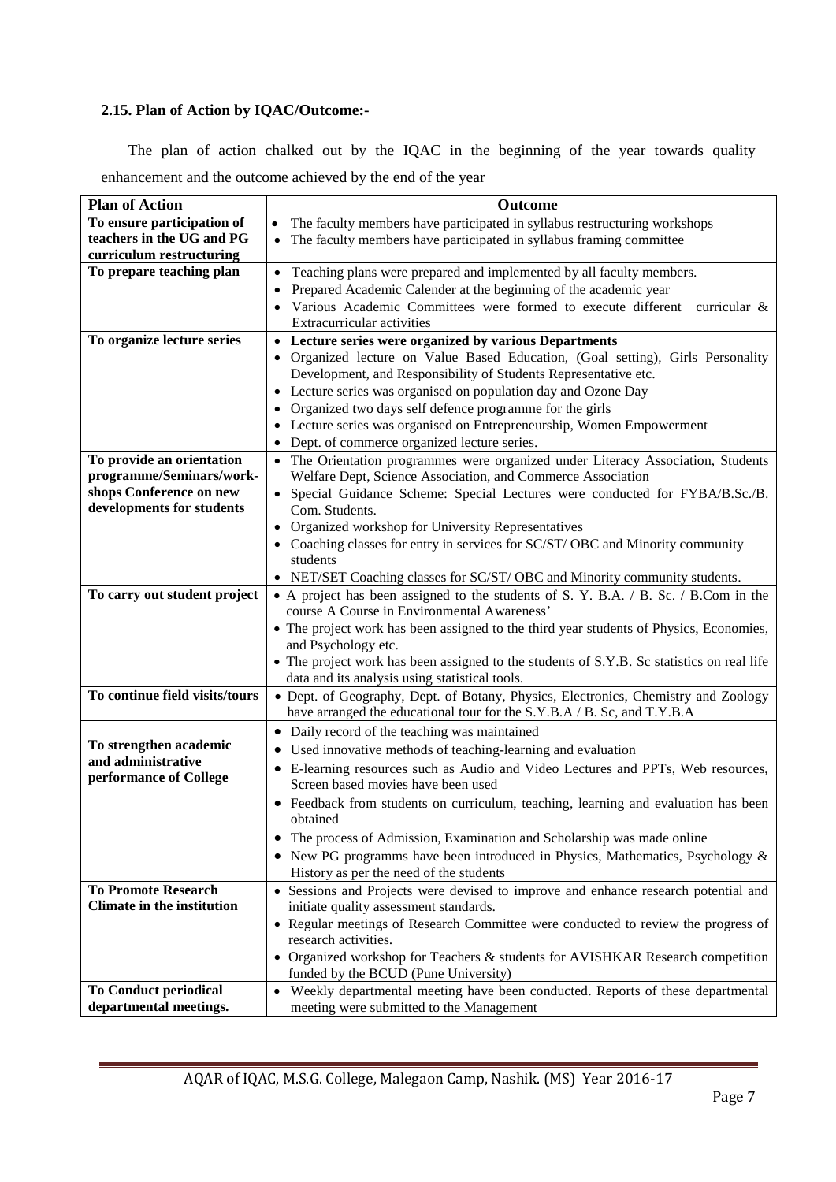### 2.15. Plan of Action by IQAC/Outcome:-

The plan of action chalked out by the IQAC in the beginning of the year towards quality enhancement and the outcome achieved by the end of the year

| Plan of Action | Outcome |
|---|---|
| **To ensure participation of teachers in the UG and PG curriculum restructuring** | • The faculty members have participated in syllabus restructuring workshops<br>• The faculty members have participated in syllabus framing committee |
| **To prepare teaching plan** | • Teaching plans were prepared and implemented by all faculty members.<br>• Prepared Academic Calender at the beginning of the academic year<br>• Various Academic Committees were formed to execute different curricular & Extracurricular activities |
| **To organize lecture series** | • **Lecture series were organized by various Departments**<br>• Organized lecture on Value Based Education, (Goal setting), Girls Personality Development, and Responsibility of Students Representative etc.<br>• Lecture series was organised on population day and Ozone Day<br>• Organized two days self defence programme for the girls<br>• Lecture series was organised on Entrepreneurship, Women Empowerment<br>• Dept. of commerce organized lecture series. |
| **To provide an orientation programme/Seminars/work-shops Conference on new developments for students** | • The Orientation programmes were organized under Literacy Association, Students Welfare Dept, Science Association, and Commerce Association<br>• Special Guidance Scheme: Special Lectures were conducted for FYBA/B.Sc./B. Com. Students.<br>• Organized workshop for University Representatives<br>• Coaching classes for entry in services for SC/ST/ OBC and Minority community students<br>• NET/SET Coaching classes for SC/ST/ OBC and Minority community students. |
| **To carry out student project** | • A project has been assigned to the students of S. Y. B.A. / B. Sc. / B.Com in the course A Course in Environmental Awareness'<br>• The project work has been assigned to the third year students of Physics, Economies, and Psychology etc.<br>• The project work has been assigned to the students of S.Y.B. Sc statistics on real life data and its analysis using statistical tools. |
| **To continue field visits/tours** | • Dept. of Geography, Dept. of Botany, Physics, Electronics, Chemistry and Zoology have arranged the educational tour for the S.Y.B.A / B. Sc, and T.Y.B.A |
| **To strengthen academic and administrative performance of College** | • Daily record of the teaching was maintained<br>• Used innovative methods of teaching-learning and evaluation<br>• E-learning resources such as Audio and Video Lectures and PPTs, Web resources, Screen based movies have been used<br>• Feedback from students on curriculum, teaching, learning and evaluation has been obtained<br>• The process of Admission, Examination and Scholarship was made online<br>• New PG programms have been introduced in Physics, Mathematics, Psychology & History as per the need of the students |
| **To Promote Research Climate in the institution** | • Sessions and Projects were devised to improve and enhance research potential and initiate quality assessment standards.<br>• Regular meetings of Research Committee were conducted to review the progress of research activities.<br>• Organized workshop for Teachers & students for AVISHKAR Research competition funded by the BCUD (Pune University) |
| **To Conduct periodical departmental meetings.** | • Weekly departmental meeting have been conducted. Reports of these departmental meeting were submitted to the Management |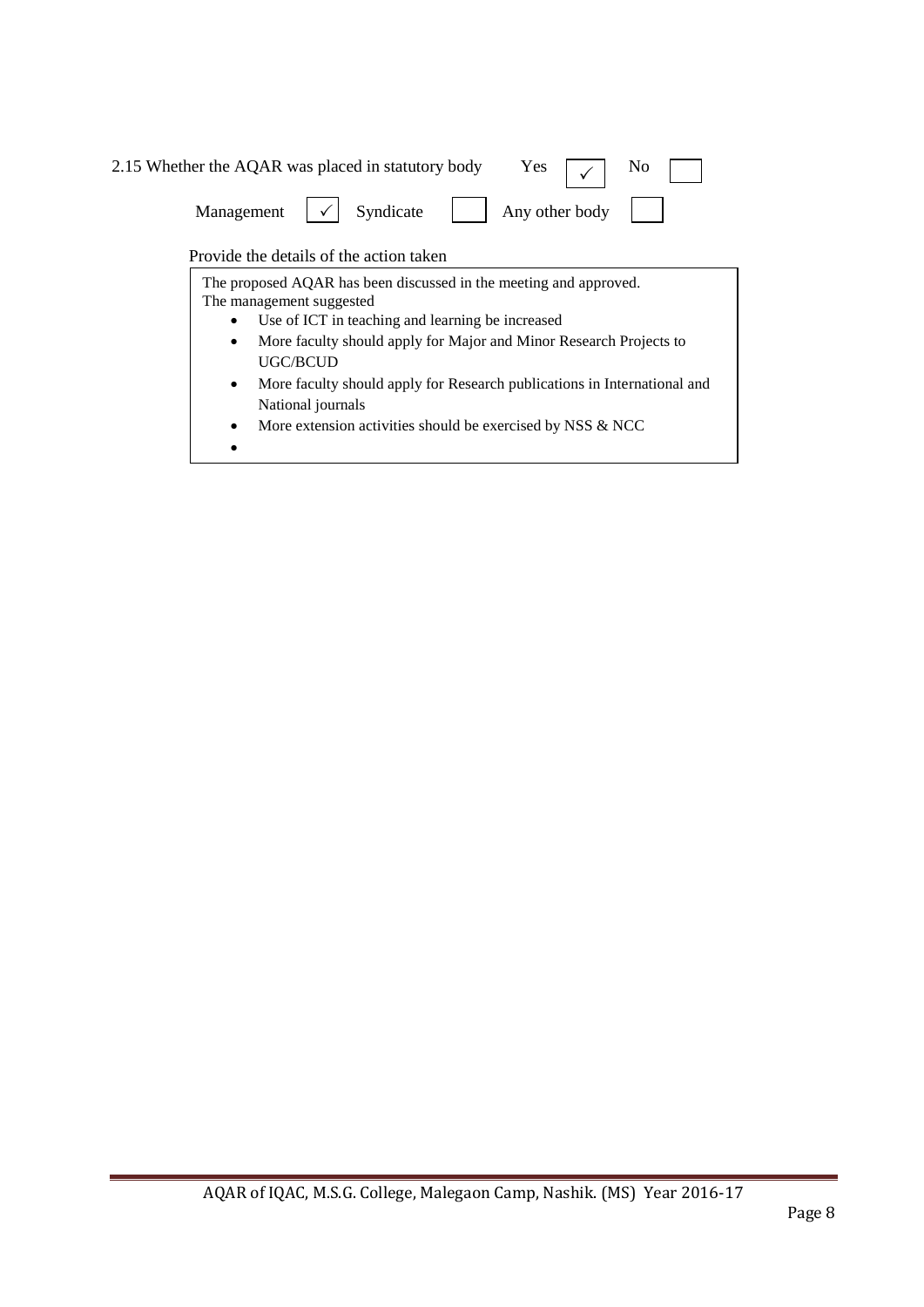2.15 Whether the AQAR was placed in statutory body Yes ✓ No

Management ✓ Syndicate Any other body

Provide the details of the action taken

The proposed AQAR has been discussed in the meeting and approved.
The management suggested

- Use of ICT in teaching and learning be increased
- More faculty should apply for Major and Minor Research Projects to UGC/BCUD
- More faculty should apply for Research publications in International and National journals
- More extension activities should be exercised by NSS & NCC
-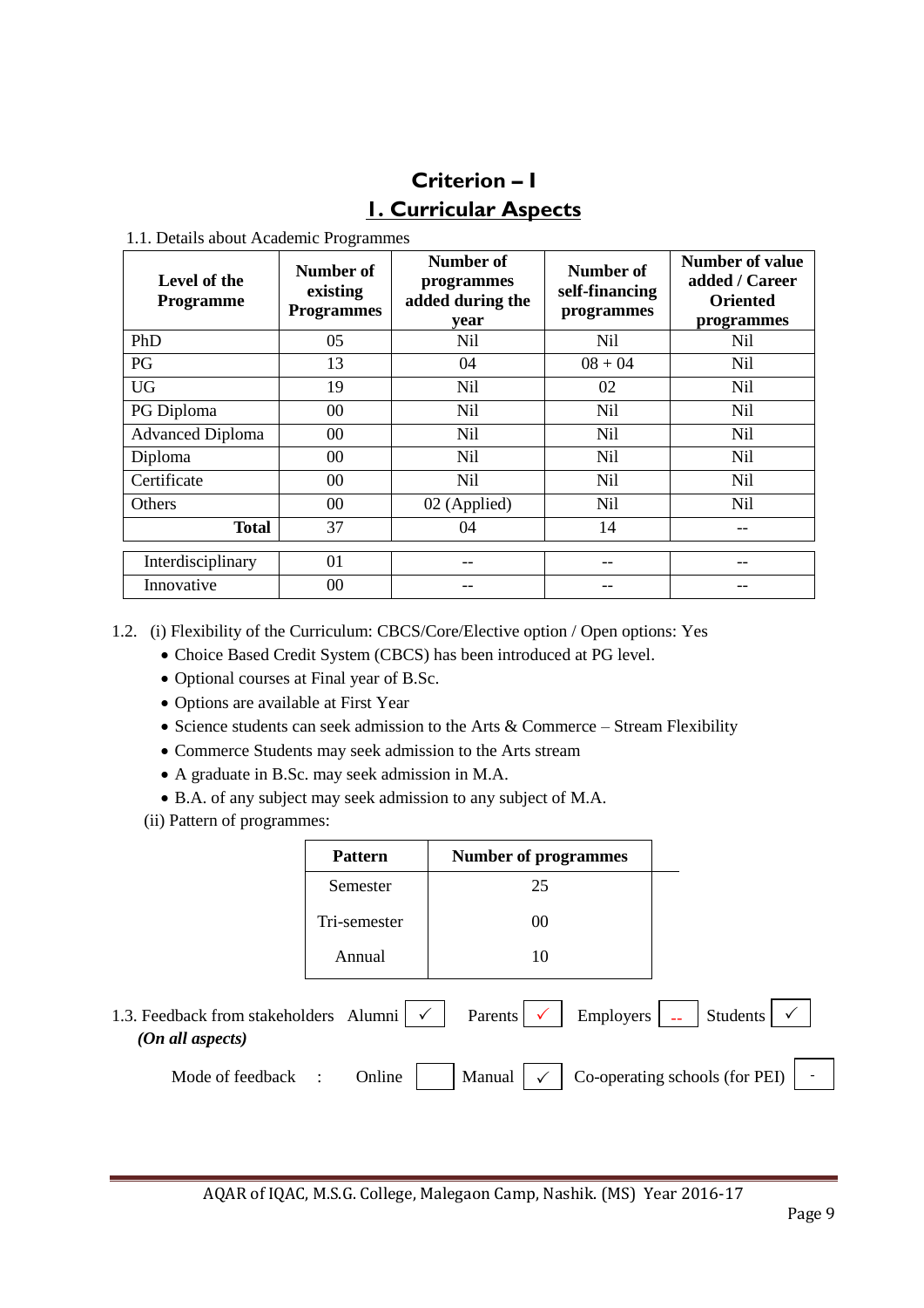# Criterion – I

## 1. Curricular Aspects

1.1. Details about Academic Programmes

| Level of the Programme | Number of existing Programmes | Number of programmes added during the year | Number of self-financing programmes | Number of value added / Career Oriented programmes |
|---|---|---|---|---|
| PhD | 05 | Nil | Nil | Nil |
| PG | 13 | 04 | 08 + 04 | Nil |
| UG | 19 | Nil | 02 | Nil |
| PG Diploma | 00 | Nil | Nil | Nil |
| Advanced Diploma | 00 | Nil | Nil | Nil |
| Diploma | 00 | Nil | Nil | Nil |
| Certificate | 00 | Nil | Nil | Nil |
| Others | 00 | 02 (Applied) | Nil | Nil |
| **Total** | 37 | 04 | 14 | -- |

| | | | | |
|---|---|---|---|---|
| Interdisciplinary | 01 | -- | -- | -- |
| Innovative | 00 | -- | -- | -- |

1.2. (i) Flexibility of the Curriculum: CBCS/Core/Elective option / Open options: Yes

- Choice Based Credit System (CBCS) has been introduced at PG level.
- Optional courses at Final year of B.Sc.
- Options are available at First Year
- Science students can seek admission to the Arts & Commerce – Stream Flexibility
- Commerce Students may seek admission to the Arts stream
- A graduate in B.Sc. may seek admission in M.A.
- B.A. of any subject may seek admission to any subject of M.A.

(ii) Pattern of programmes:

| Pattern | Number of programmes |
|---|---|
| Semester | 25 |
| Tri-semester | 00 |
| Annual | 10 |

1.3. Feedback from stakeholders Alumni ✓ Parents ✓ Employers -- Students ✓
*(On all aspects)*

Mode of feedback : Online [ ] Manual ✓ Co-operating schools (for PEI) -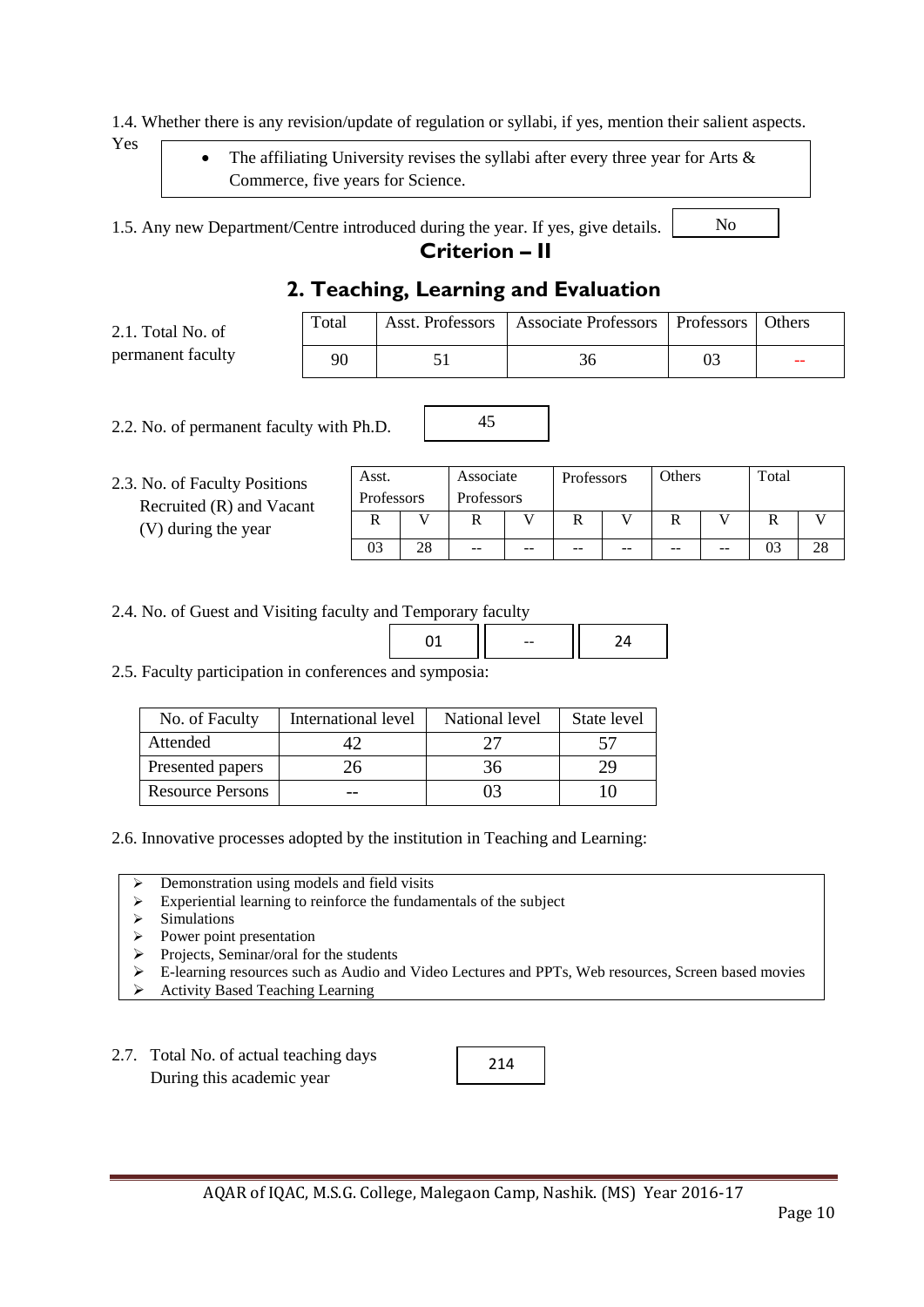1.4. Whether there is any revision/update of regulation or syllabi, if yes, mention their salient aspects.

Yes

- The affiliating University revises the syllabi after every three year for Arts & Commerce, five years for Science.

1.5. Any new Department/Centre introduced during the year. If yes, give details. No

## Criterion – II

## 2. Teaching, Learning and Evaluation

2.1. Total No. of permanent faculty

| Total | Asst. Professors | Associate Professors | Professors | Others |
|---|---|---|---|---|
| 90 | 51 | 36 | 03 | -- |

2.2. No. of permanent faculty with Ph.D. 45

2.3. No. of Faculty Positions Recruited (R) and Vacant (V) during the year

| Asst. Professors | | Associate Professors | | Professors | | Others | | Total | |
|---|---|---|---|---|---|---|---|---|---|
| R | V | R | V | R | V | R | V | R | V |
| 03 | 28 | -- | -- | -- | -- | -- | -- | 03 | 28 |

2.4. No. of Guest and Visiting faculty and Temporary faculty

| 01 | -- | 24 |
|---|---|---|

2.5. Faculty participation in conferences and symposia:

| No. of Faculty | International level | National level | State level |
|---|---|---|---|
| Attended | 42 | 27 | 57 |
| Presented papers | 26 | 36 | 29 |
| Resource Persons | -- | 03 | 10 |

2.6. Innovative processes adopted by the institution in Teaching and Learning:

- Demonstration using models and field visits
- Experiential learning to reinforce the fundamentals of the subject
- Simulations
- Power point presentation
- Projects, Seminar/oral for the students
- E-learning resources such as Audio and Video Lectures and PPTs, Web resources, Screen based movies
- Activity Based Teaching Learning

2.7. Total No. of actual teaching days During this academic year 214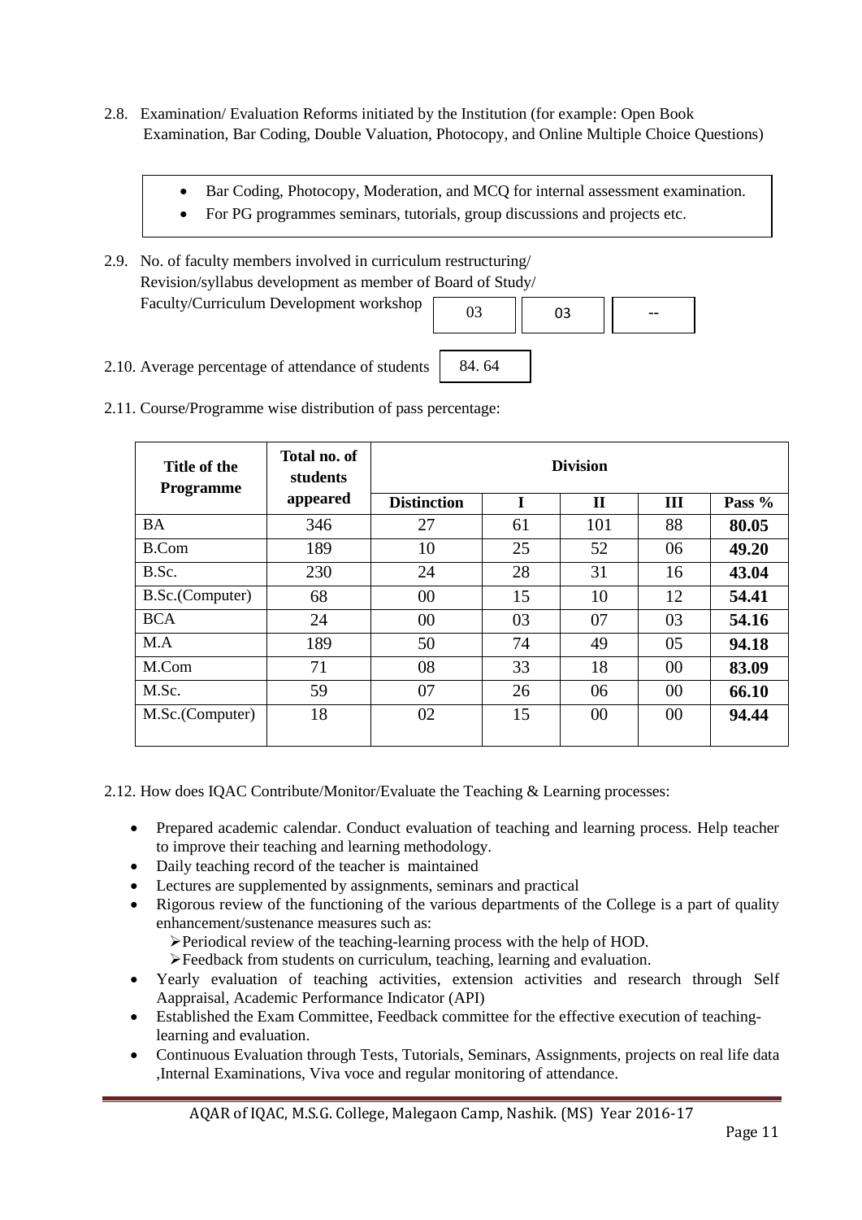2.8. Examination/ Evaluation Reforms initiated by the Institution (for example: Open Book Examination, Bar Coding, Double Valuation, Photocopy, and Online Multiple Choice Questions)

- Bar Coding, Photocopy, Moderation, and MCQ for internal assessment examination.
- For PG programmes seminars, tutorials, group discussions and projects etc.

2.9. No. of faculty members involved in curriculum restructuring/ Revision/syllabus development as member of Board of Study/ Faculty/Curriculum Development workshop

| 03 | 03 | -- |
|---|---|---|

2.10. Average percentage of attendance of students: 84. 64

2.11. Course/Programme wise distribution of pass percentage:

| Title of the Programme | Total no. of students appeared | Division | | | | |
|---|---|---|---|---|---|---|
| | | Distinction | I | II | III | Pass % |
| BA | 346 | 27 | 61 | 101 | 88 | **80.05** |
| B.Com | 189 | 10 | 25 | 52 | 06 | **49.20** |
| B.Sc. | 230 | 24 | 28 | 31 | 16 | **43.04** |
| B.Sc.(Computer) | 68 | 00 | 15 | 10 | 12 | **54.41** |
| BCA | 24 | 00 | 03 | 07 | 03 | **54.16** |
| M.A | 189 | 50 | 74 | 49 | 05 | **94.18** |
| M.Com | 71 | 08 | 33 | 18 | 00 | **83.09** |
| M.Sc. | 59 | 07 | 26 | 06 | 00 | **66.10** |
| M.Sc.(Computer) | 18 | 02 | 15 | 00 | 00 | **94.44** |

2.12. How does IQAC Contribute/Monitor/Evaluate the Teaching & Learning processes:

- Prepared academic calendar. Conduct evaluation of teaching and learning process. Help teacher to improve their teaching and learning methodology.
- Daily teaching record of the teacher is maintained
- Lectures are supplemented by assignments, seminars and practical
- Rigorous review of the functioning of the various departments of the College is a part of quality enhancement/sustenance measures such as:
  - Periodical review of the teaching-learning process with the help of HOD.
  - Feedback from students on curriculum, teaching, learning and evaluation.
- Yearly evaluation of teaching activities, extension activities and research through Self Aappraisal, Academic Performance Indicator (API)
- Established the Exam Committee, Feedback committee for the effective execution of teaching-learning and evaluation.
- Continuous Evaluation through Tests, Tutorials, Seminars, Assignments, projects on real life data ,Internal Examinations, Viva voce and regular monitoring of attendance.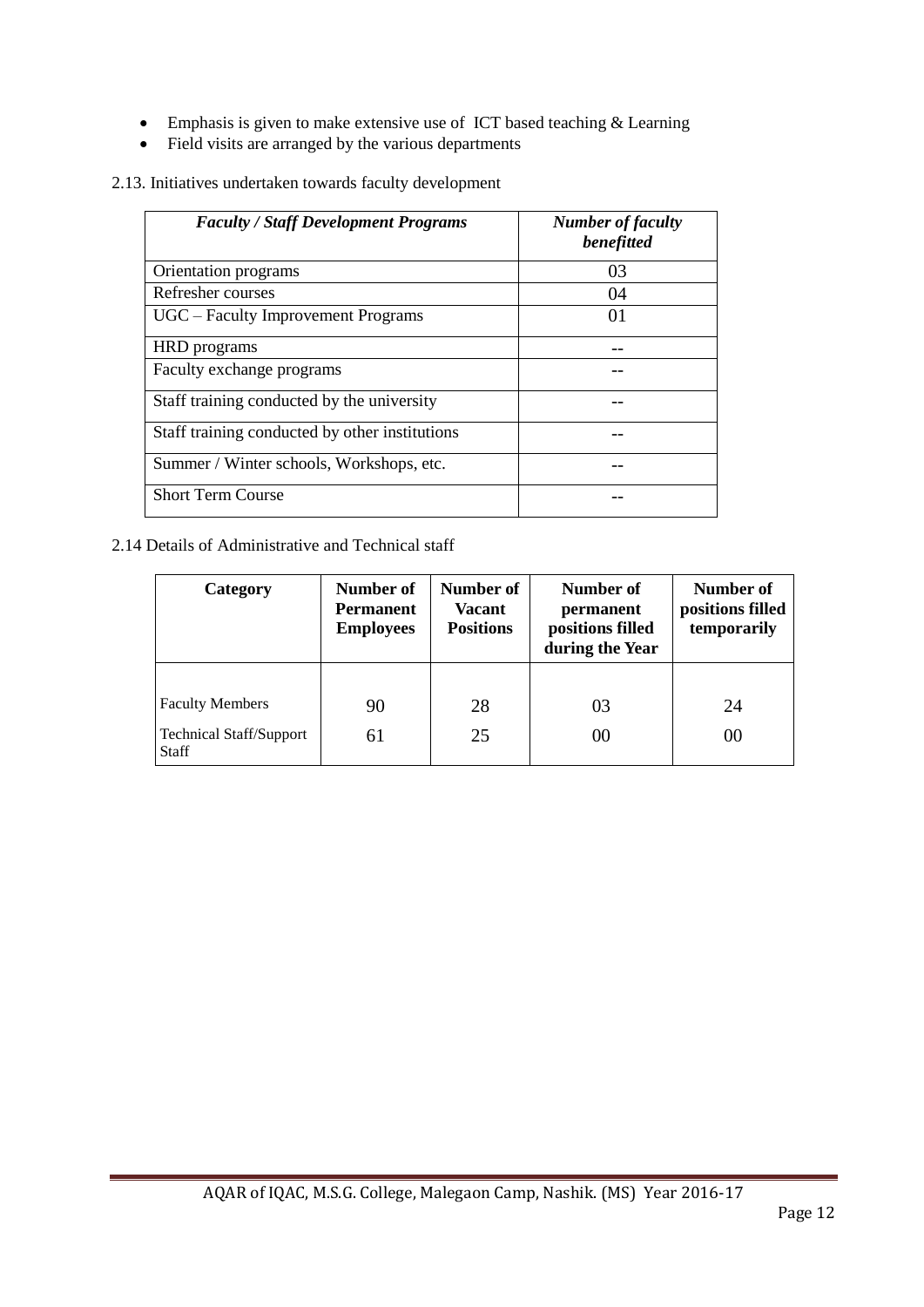- Emphasis is given to make extensive use of ICT based teaching & Learning
- Field visits are arranged by the various departments

2.13. Initiatives undertaken towards faculty development

| ***Faculty / Staff Development Programs*** | ***Number of faculty benefitted*** |
|---|---|
| Orientation programs | 03 |
| Refresher courses | 04 |
| UGC – Faculty Improvement Programs | 01 |
| HRD programs | -- |
| Faculty exchange programs | -- |
| Staff training conducted by the university | -- |
| Staff training conducted by other institutions | -- |
| Summer / Winter schools, Workshops, etc. | -- |
| Short Term Course | -- |

2.14 Details of Administrative and Technical staff

| **Category** | **Number of Permanent Employees** | **Number of Vacant Positions** | **Number of permanent positions filled during the Year** | **Number of positions filled temporarily** |
|---|---|---|---|---|
| Faculty Members | 90 | 28 | 03 | 24 |
| Technical Staff/Support Staff | 61 | 25 | 00 | 00 |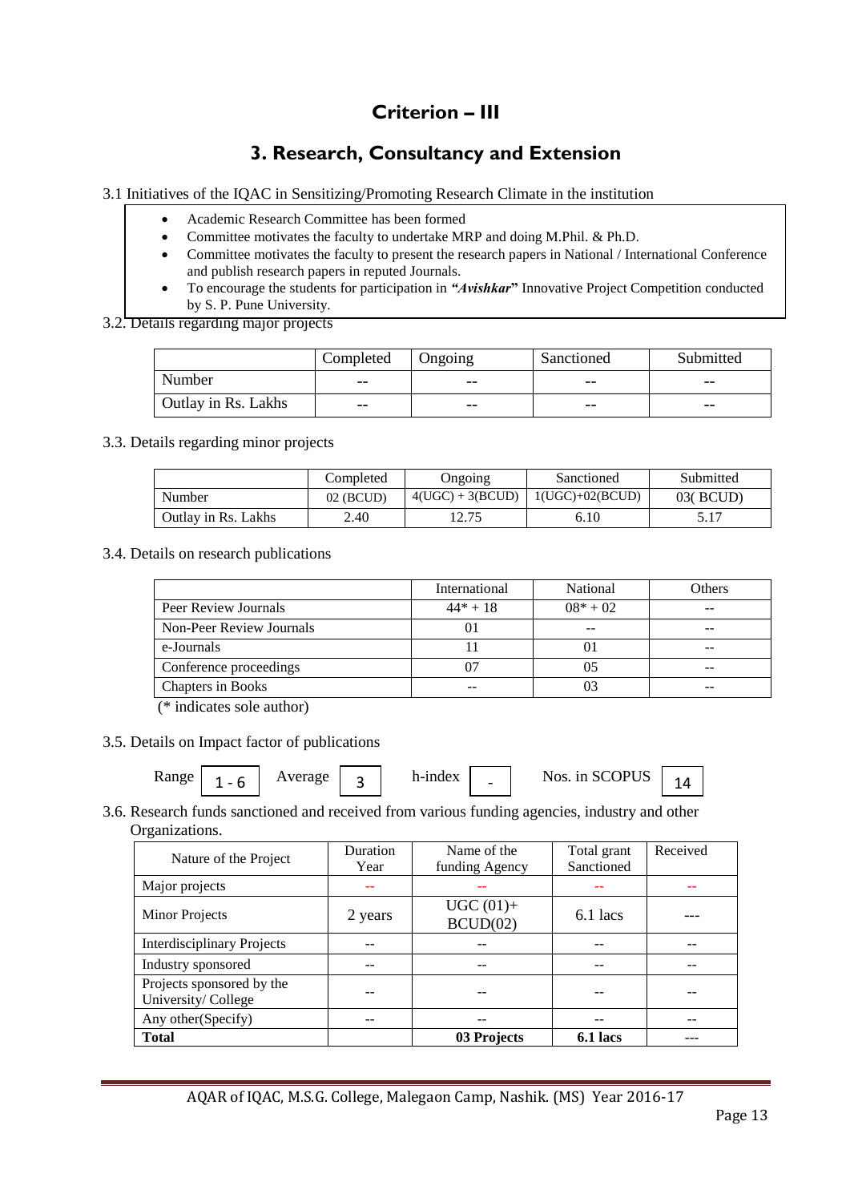# Criterion – III

## 3. Research, Consultancy and Extension

3.1 Initiatives of the IQAC in Sensitizing/Promoting Research Climate in the institution

- Academic Research Committee has been formed
- Committee motivates the faculty to undertake MRP and doing M.Phil. & Ph.D.
- Committee motivates the faculty to present the research papers in National / International Conference and publish research papers in reputed Journals.
- To encourage the students for participation in ***"Avishkar"*** Innovative Project Competition conducted by S. P. Pune University.

3.2. Details regarding major projects

| | Completed | Ongoing | Sanctioned | Submitted |
|---|---|---|---|---|
| Number | -- | -- | -- | -- |
| Outlay in Rs. Lakhs | -- | -- | -- | -- |

3.3. Details regarding minor projects

| | Completed | Ongoing | Sanctioned | Submitted |
|---|---|---|---|---|
| Number | 02 (BCUD) | 4(UGC) + 3(BCUD) | 1(UGC)+02(BCUD) | 03( BCUD) |
| Outlay in Rs. Lakhs | 2.40 | 12.75 | 6.10 | 5.17 |

3.4. Details on research publications

| | International | National | Others |
|---|---|---|---|
| Peer Review Journals | 44* + 18 | 08* + 02 | -- |
| Non-Peer Review Journals | 01 | -- | -- |
| e-Journals | 11 | 01 | -- |
| Conference proceedings | 07 | 05 | -- |
| Chapters in Books | -- | 03 | -- |

(* indicates sole author)

3.5. Details on Impact factor of publications

Range: 1 - 6 Average: 3 h-index: - Nos. in SCOPUS: 14

3.6. Research funds sanctioned and received from various funding agencies, industry and other Organizations.

| Nature of the Project | Duration Year | Name of the funding Agency | Total grant Sanctioned | Received |
|---|---|---|---|---|
| Major projects | -- | -- | -- | -- |
| Minor Projects | 2 years | UGC (01)+ BCUD(02) | 6.1 lacs | --- |
| Interdisciplinary Projects | -- | -- | -- | -- |
| Industry sponsored | -- | -- | -- | -- |
| Projects sponsored by the University/ College | -- | -- | -- | -- |
| Any other(Specify) | -- | -- | -- | -- |
| **Total** | | **03 Projects** | **6.1 lacs** | --- |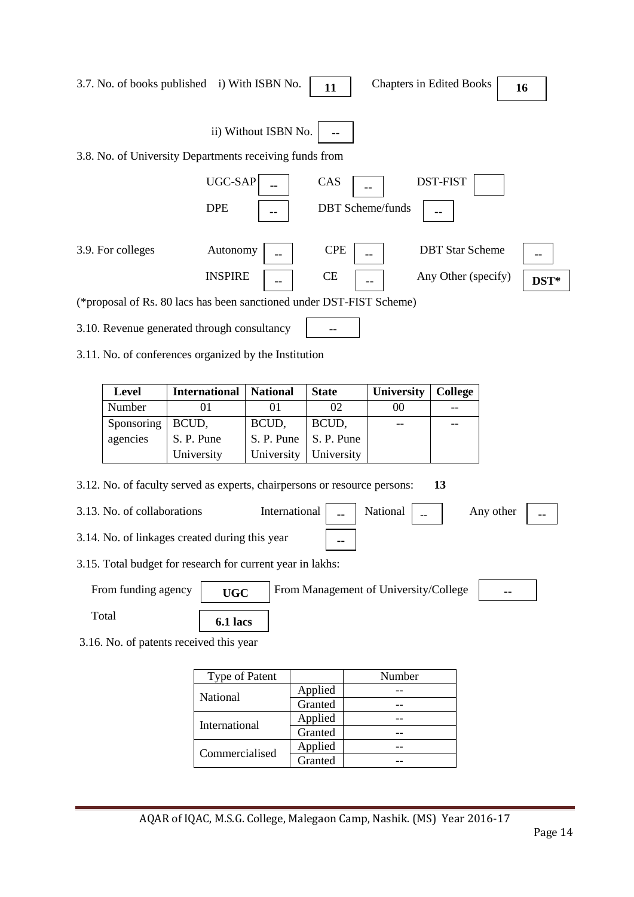3.7. No. of books published i) With ISBN No. **11** Chapters in Edited Books **16**

ii) Without ISBN No. **--**

3.8. No. of University Departments receiving funds from

| UGC-SAP | -- | CAS | -- | DST-FIST | |
|---|---|---|---|---|---|
| DPE | -- | DBT Scheme/funds | -- | | |

3.9. For colleges

| Autonomy | -- | CPE | -- | DBT Star Scheme | -- |
|---|---|---|---|---|---|
| INSPIRE | -- | CE | -- | Any Other (specify) | **DST*** |

(*proposal of Rs. 80 lacs has been sanctioned under DST-FIST Scheme)

3.10. Revenue generated through consultancy **--**

3.11. No. of conferences organized by the Institution

| Level | International | National | State | University | College |
|---|---|---|---|---|---|
| Number | 01 | 01 | 02 | 00 | -- |
| Sponsoring agencies | BCUD, S. P. Pune University | BCUD, S. P. Pune University | BCUD, S. P. Pune University | -- | -- |

3.12. No. of faculty served as experts, chairpersons or resource persons: **13**

3.13. No. of collaborations International **--** National -- Any other **--**

3.14. No. of linkages created during this year **--**

3.15. Total budget for research for current year in lakhs:

From funding agency **UGC** From Management of University/College **--**

Total **6.1 lacs**

3.16. No. of patents received this year

| Type of Patent | | Number |
|---|---|---|
| National | Applied | -- |
| | Granted | -- |
| International | Applied | -- |
| | Granted | -- |
| Commercialised | Applied | -- |
| | Granted | -- |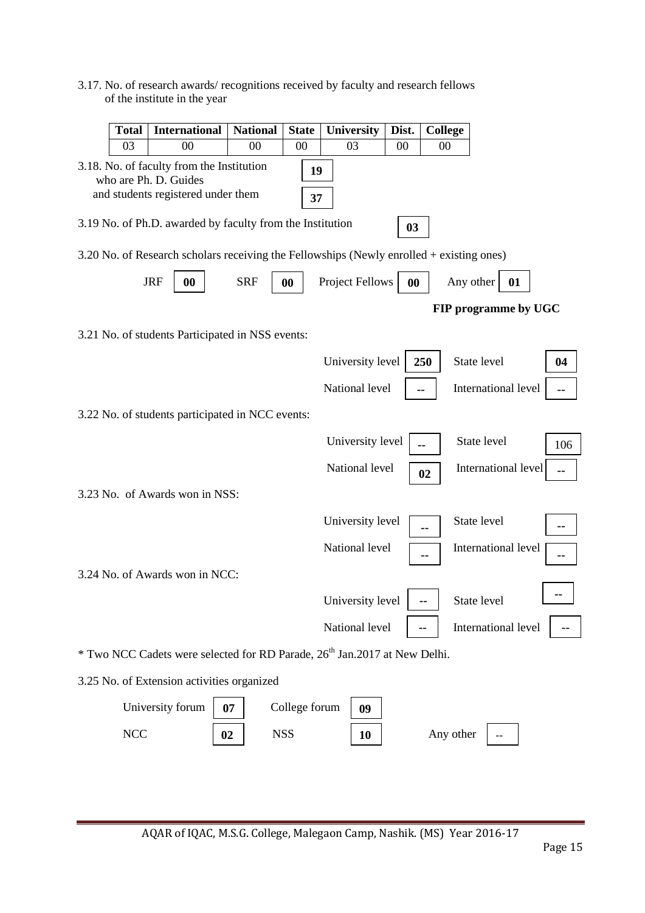3.17. No. of research awards/ recognitions received by faculty and research fellows of the institute in the year

| Total | International | National | State | University | Dist. | College |
|---|---|---|---|---|---|---|
| 03 | 00 | 00 | 00 | 03 | 00 | 00 |

3.18. No. of faculty from the Institution who are Ph. D. Guides **19**

and students registered under them **37**

3.19 No. of Ph.D. awarded by faculty from the Institution **03**

3.20 No. of Research scholars receiving the Fellowships (Newly enrolled + existing ones)

JRF **00** SRF **00** Project Fellows **00** Any other **01**

**FIP programme by UGC**

3.21 No. of students Participated in NSS events:

| | | | |
|---|---|---|---|
| University level | **250** | State level | **04** |
| National level | **--** | International level | **--** |

3.22 No. of students participated in NCC events:

| | | | |
|---|---|---|---|
| University level | **--** | State level | 106 |
| National level | **02** | International level | **--** |

3.23 No. of Awards won in NSS:

| | | | |
|---|---|---|---|
| University level | **--** | State level | -- |
| National level | **--** | International level | -- |

3.24 No. of Awards won in NCC:

| | | | |
|---|---|---|---|
| University level | -- | State level | -- |
| National level | -- | International level | **--** |

\* Two NCC Cadets were selected for RD Parade, 26th Jan.2017 at New Delhi.

3.25 No. of Extension activities organized

| | | | | | |
|---|---|---|---|---|---|
| University forum | **07** | College forum | **09** | | |
| NCC | **02** | NSS | **10** | Any other | -- |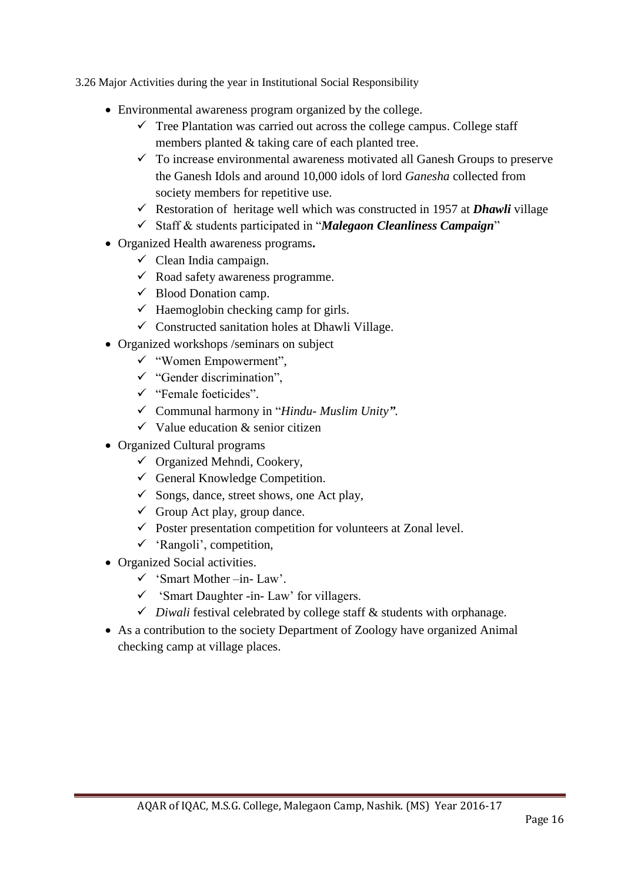3.26 Major Activities during the year in Institutional Social Responsibility

- Environmental awareness program organized by the college.
  - ✓ Tree Plantation was carried out across the college campus. College staff members planted & taking care of each planted tree.
  - ✓ To increase environmental awareness motivated all Ganesh Groups to preserve the Ganesh Idols and around 10,000 idols of lord *Ganesha* collected from society members for repetitive use.
  - ✓ Restoration of heritage well which was constructed in 1957 at ***Dhawli*** village
  - ✓ Staff & students participated in "***Malegaon Cleanliness Campaign***"
- Organized Health awareness programs**.**
  - ✓ Clean India campaign.
  - ✓ Road safety awareness programme.
  - ✓ Blood Donation camp.
  - ✓ Haemoglobin checking camp for girls.
  - ✓ Constructed sanitation holes at Dhawli Village.
- Organized workshops /seminars on subject
  - ✓ "Women Empowerment",
  - ✓ "Gender discrimination",
  - ✓ "Female foeticides".
  - ✓ Communal harmony in "*Hindu- Muslim Unity****"***.
  - ✓ Value education & senior citizen
- Organized Cultural programs
  - ✓ Organized Mehndi, Cookery,
  - ✓ General Knowledge Competition.
  - ✓ Songs, dance, street shows, one Act play,
  - ✓ Group Act play, group dance.
  - ✓ Poster presentation competition for volunteers at Zonal level.
  - ✓ 'Rangoli', competition,
- Organized Social activities.
  - ✓ 'Smart Mother –in- Law'.
  - ✓ 'Smart Daughter -in- Law' for villagers.
  - ✓ *Diwali* festival celebrated by college staff & students with orphanage.
- As a contribution to the society Department of Zoology have organized Animal checking camp at village places.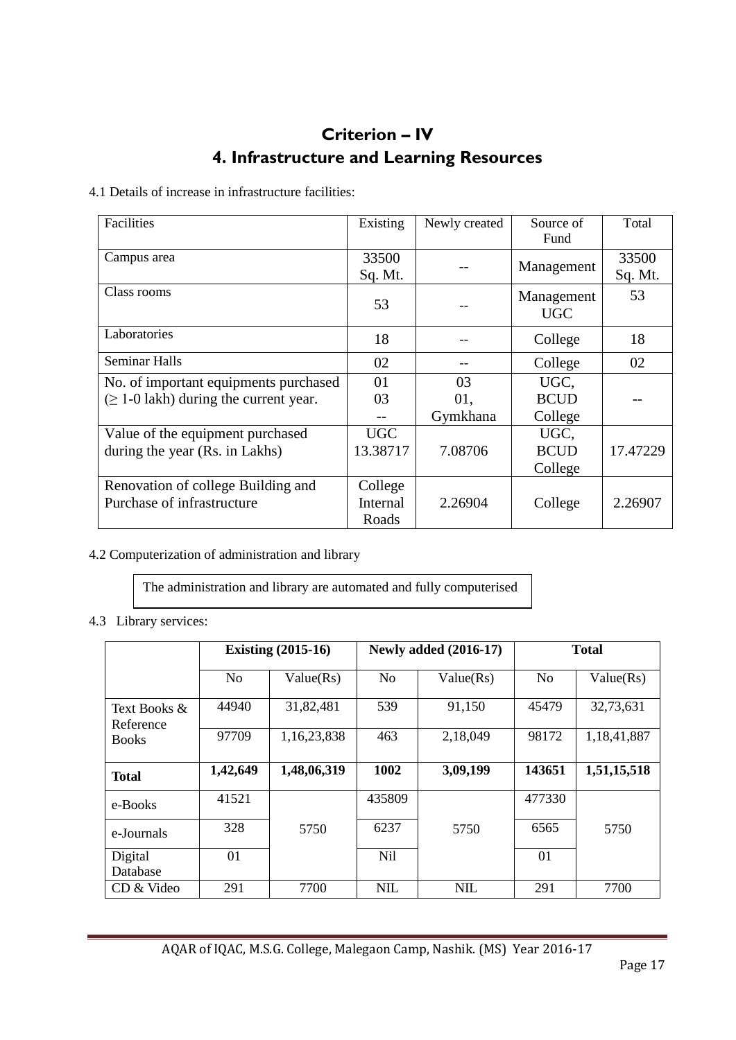# Criterion – IV

## 4. Infrastructure and Learning Resources

4.1 Details of increase in infrastructure facilities:

| Facilities | Existing | Newly created | Source of Fund | Total |
|---|---|---|---|---|
| Campus area | 33500 Sq. Mt. | -- | Management | 33500 Sq. Mt. |
| Class rooms | 53 | -- | Management UGC | 53 |
| Laboratories | 18 | -- | College | 18 |
| Seminar Halls | 02 | -- | College | 02 |
| No. of important equipments purchased (≥ 1-0 lakh) during the current year. | 01<br>03<br>-- | 03<br>01,<br>Gymkhana | UGC,<br>BCUD<br>College | -- |
| Value of the equipment purchased during the year (Rs. in Lakhs) | UGC<br>13.38717 | 7.08706 | UGC,<br>BCUD<br>College | 17.47229 |
| Renovation of college Building and Purchase of infrastructure | College Internal Roads | 2.26904 | College | 2.26907 |

4.2 Computerization of administration and library

The administration and library are automated and fully computerised

4.3 Library services:

| | Existing (2015-16) | | Newly added (2016-17) | | Total | |
|---|---|---|---|---|---|---|
| | No | Value(Rs) | No | Value(Rs) | No | Value(Rs) |
| Text Books & Reference Books | 44940 | 31,82,481 | 539 | 91,150 | 45479 | 32,73,631 |
| | 97709 | 1,16,23,838 | 463 | 2,18,049 | 98172 | 1,18,41,887 |
| **Total** | **1,42,649** | **1,48,06,319** | **1002** | **3,09,199** | **143651** | **1,51,15,518** |
| e-Books | 41521 | 5750 | 435809 | 5750 | 477330 | 5750 |
| e-Journals | 328 | | 6237 | | 6565 | |
| Digital Database | 01 | | Nil | | 01 | |
| CD & Video | 291 | 7700 | NIL | NIL | 291 | 7700 |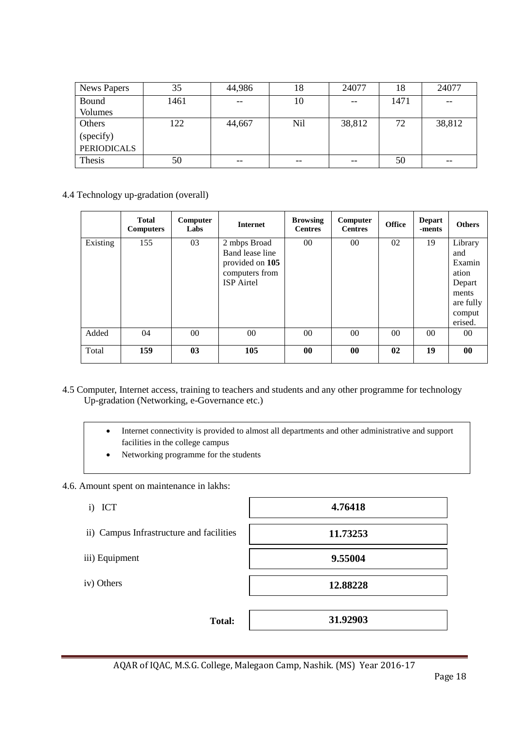| News Papers | 35 | 44,986 | 18 | 24077 | 18 | 24077 |
|---|---|---|---|---|---|---|
| Bound Volumes | 1461 | -- | 10 | -- | 1471 | -- |
| Others (specify) PERIODICALS | 122 | 44,667 | Nil | 38,812 | 72 | 38,812 |
| Thesis | 50 | -- | -- | -- | 50 | -- |

4.4 Technology up-gradation (overall)

| | **Total Computers** | **Computer Labs** | **Internet** | **Browsing Centres** | **Computer Centres** | **Office** | **Depart -ments** | **Others** |
|---|---|---|---|---|---|---|---|---|
| Existing | 155 | 03 | 2 mbps Broad Band lease line provided on **105** computers from ISP Airtel | 00 | 00 | 02 | 19 | Library and Examination Departments are fully computerised. |
| Added | 04 | 00 | 00 | 00 | 00 | 00 | 00 | 00 |
| Total | **159** | **03** | **105** | **00** | **00** | **02** | **19** | **00** |

4.5 Computer, Internet access, training to teachers and students and any other programme for technology Up-gradation (Networking, e-Governance etc.)

- Internet connectivity is provided to almost all departments and other administrative and support facilities in the college campus
- Networking programme for the students

4.6. Amount spent on maintenance in lakhs:

| | |
|---|---|
| i) ICT | **4.76418** |
| ii) Campus Infrastructure and facilities | **11.73253** |
| iii) Equipment | **9.55004** |
| iv) Others | **12.88228** |
| **Total:** | **31.92903** |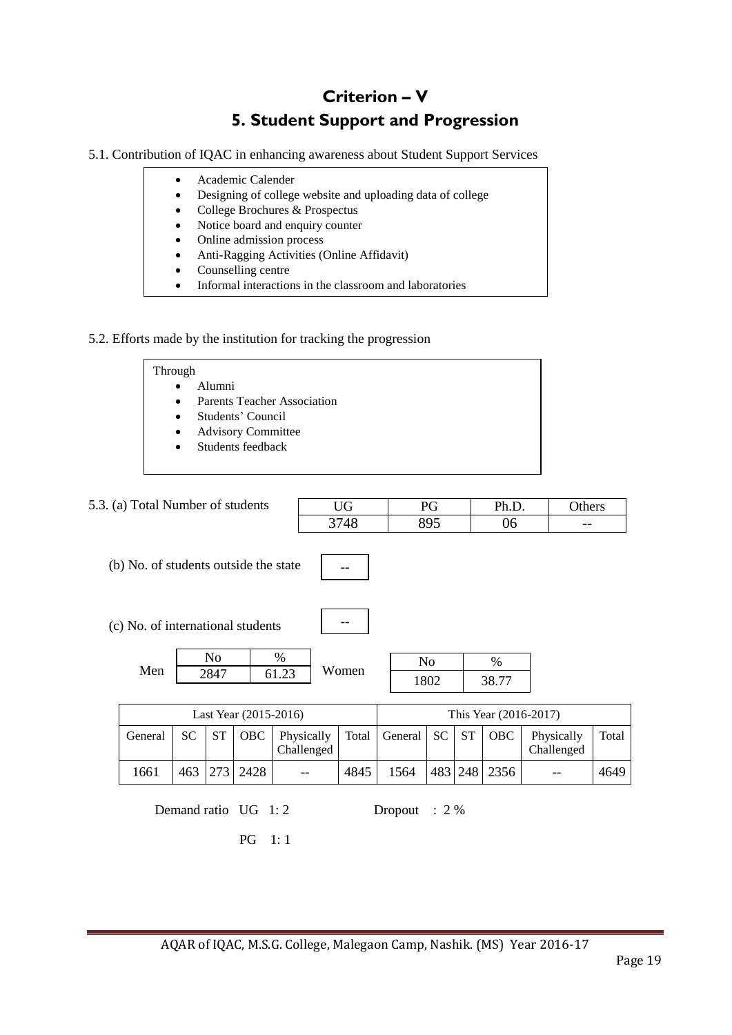# Criterion – V

## 5. Student Support and Progression

5.1. Contribution of IQAC in enhancing awareness about Student Support Services

- Academic Calender
- Designing of college website and uploading data of college
- College Brochures & Prospectus
- Notice board and enquiry counter
- Online admission process
- Anti-Ragging Activities (Online Affidavit)
- Counselling centre
- Informal interactions in the classroom and laboratories

5.2. Efforts made by the institution for tracking the progression

Through

- Alumni
- Parents Teacher Association
- Students' Council
- Advisory Committee
- Students feedback

5.3. (a) Total Number of students

| UG | PG | Ph.D. | Others |
|---|---|---|---|
| 3748 | 895 | 06 | -- |

(b) No. of students outside the state: --

(c) No. of international students: --

Men

| No | % |
|---|---|
| 2847 | 61.23 |

Women

| No | % |
|---|---|
| 1802 | 38.77 |

| Last Year (2015-2016) | | | | | | This Year (2016-2017) | | | | | |
|---|---|---|---|---|---|---|---|---|---|---|---|
| General | SC | ST | OBC | Physically Challenged | Total | General | SC | ST | OBC | Physically Challenged | Total |
| 1661 | 463 | 273 | 2428 | -- | 4845 | 1564 | 483 | 248 | 2356 | -- | 4649 |

Demand ratio UG 1: 2 Dropout : 2 %

PG 1: 1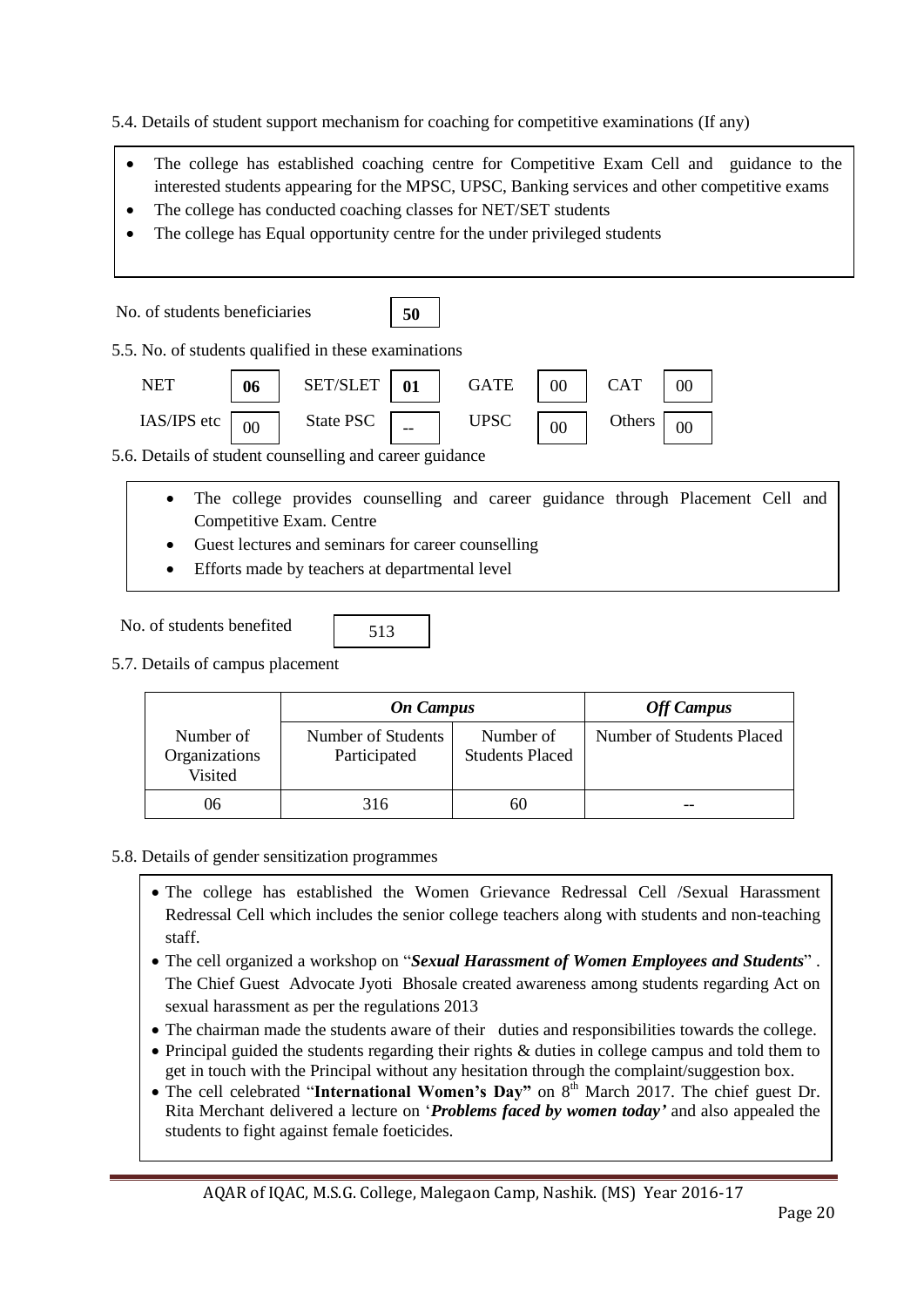5.4. Details of student support mechanism for coaching for competitive examinations (If any)

- The college has established coaching centre for Competitive Exam Cell and guidance to the interested students appearing for the MPSC, UPSC, Banking services and other competitive exams
- The college has conducted coaching classes for NET/SET students
- The college has Equal opportunity centre for the under privileged students

No. of students beneficiaries **50**

5.5. No. of students qualified in these examinations

| NET | **06** | SET/SLET | **01** | GATE | 00 | CAT | 00 |
|---|---|---|---|---|---|---|---|
| IAS/IPS etc | 00 | State PSC | -- | UPSC | 00 | Others | 00 |

5.6. Details of student counselling and career guidance

- The college provides counselling and career guidance through Placement Cell and Competitive Exam. Centre
- Guest lectures and seminars for career counselling
- Efforts made by teachers at departmental level

No. of students benefited 513

5.7. Details of campus placement

| | ***On Campus*** | | ***Off Campus*** |
|---|---|---|---|
| Number of Organizations Visited | Number of Students Participated | Number of Students Placed | Number of Students Placed |
| 06 | 316 | 60 | -- |

5.8. Details of gender sensitization programmes

- The college has established the Women Grievance Redressal Cell /Sexual Harassment Redressal Cell which includes the senior college teachers along with students and non-teaching staff.
- The cell organized a workshop on "***Sexual Harassment of Women Employees and Students***" . The Chief Guest Advocate Jyoti Bhosale created awareness among students regarding Act on sexual harassment as per the regulations 2013
- The chairman made the students aware of their duties and responsibilities towards the college.
- Principal guided the students regarding their rights & duties in college campus and told them to get in touch with the Principal without any hesitation through the complaint/suggestion box.
- The cell celebrated "**International Women's Day"** on 8th March 2017. The chief guest Dr. Rita Merchant delivered a lecture on '***Problems faced by women today'*** and also appealed the students to fight against female foeticides.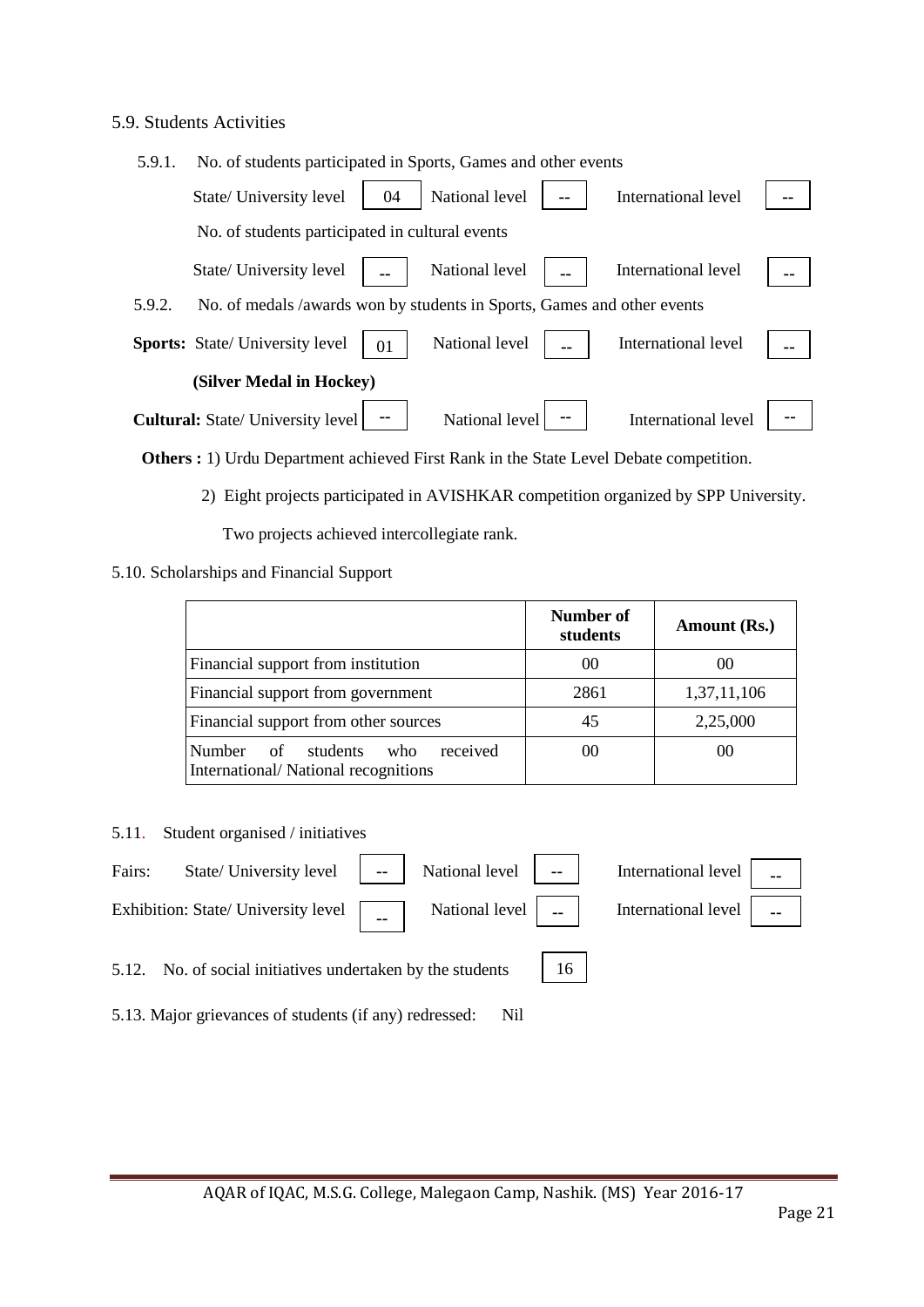5.9. Students Activities

5.9.1. No. of students participated in Sports, Games and other events

| State/ University level | 04 | National level | -- | International level | -- |
|---|---|---|---|---|---|

No. of students participated in cultural events

| State/ University level | -- | National level | -- | International level | -- |
|---|---|---|---|---|---|

5.9.2. No. of medals /awards won by students in Sports, Games and other events

**Sports:** State/ University level 01 National level -- International level --

**(Silver Medal in Hockey)**

**Cultural:** State/ University level -- National level -- International level --

**Others :** 1) Urdu Department achieved First Rank in the State Level Debate competition.

2) Eight projects participated in AVISHKAR competition organized by SPP University. Two projects achieved intercollegiate rank.

5.10. Scholarships and Financial Support

| | Number of students | Amount (Rs.) |
|---|---|---|
| Financial support from institution | 00 | 00 |
| Financial support from government | 2861 | 1,37,11,106 |
| Financial support from other sources | 45 | 2,25,000 |
| Number of students who received International/ National recognitions | 00 | 00 |

5.11. Student organised / initiatives

Fairs: State/ University level -- National level -- International level --

Exhibition: State/ University level -- National level -- International level --

5.12. No. of social initiatives undertaken by the students 16

5.13. Major grievances of students (if any) redressed: Nil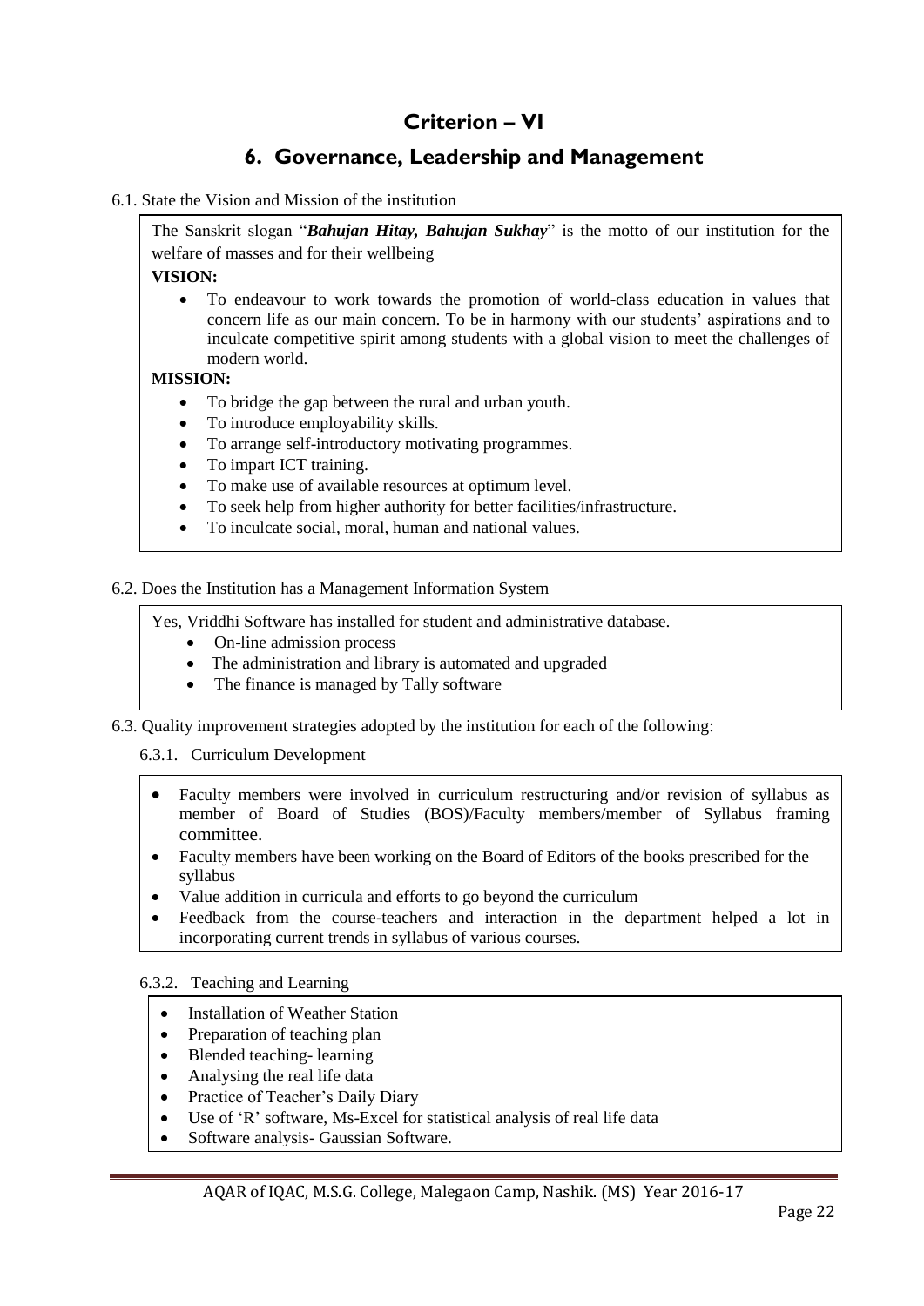# Criterion – VI

## 6. Governance, Leadership and Management

6.1. State the Vision and Mission of the institution

The Sanskrit slogan "***Bahujan Hitay, Bahujan Sukhay***" is the motto of our institution for the welfare of masses and for their wellbeing

**VISION:**

- To endeavour to work towards the promotion of world-class education in values that concern life as our main concern. To be in harmony with our students' aspirations and to inculcate competitive spirit among students with a global vision to meet the challenges of modern world.

**MISSION:**

- To bridge the gap between the rural and urban youth.
- To introduce employability skills.
- To arrange self-introductory motivating programmes.
- To impart ICT training.
- To make use of available resources at optimum level.
- To seek help from higher authority for better facilities/infrastructure.
- To inculcate social, moral, human and national values.

6.2. Does the Institution has a Management Information System

Yes, Vriddhi Software has installed for student and administrative database.

- On-line admission process
- The administration and library is automated and upgraded
- The finance is managed by Tally software

6.3. Quality improvement strategies adopted by the institution for each of the following:

6.3.1. Curriculum Development

- Faculty members were involved in curriculum restructuring and/or revision of syllabus as member of Board of Studies (BOS)/Faculty members/member of Syllabus framing committee.
- Faculty members have been working on the Board of Editors of the books prescribed for the syllabus
- Value addition in curricula and efforts to go beyond the curriculum
- Feedback from the course-teachers and interaction in the department helped a lot in incorporating current trends in syllabus of various courses.

6.3.2. Teaching and Learning

- Installation of Weather Station
- Preparation of teaching plan
- Blended teaching- learning
- Analysing the real life data
- Practice of Teacher's Daily Diary
- Use of 'R' software, Ms-Excel for statistical analysis of real life data
- Software analysis- Gaussian Software.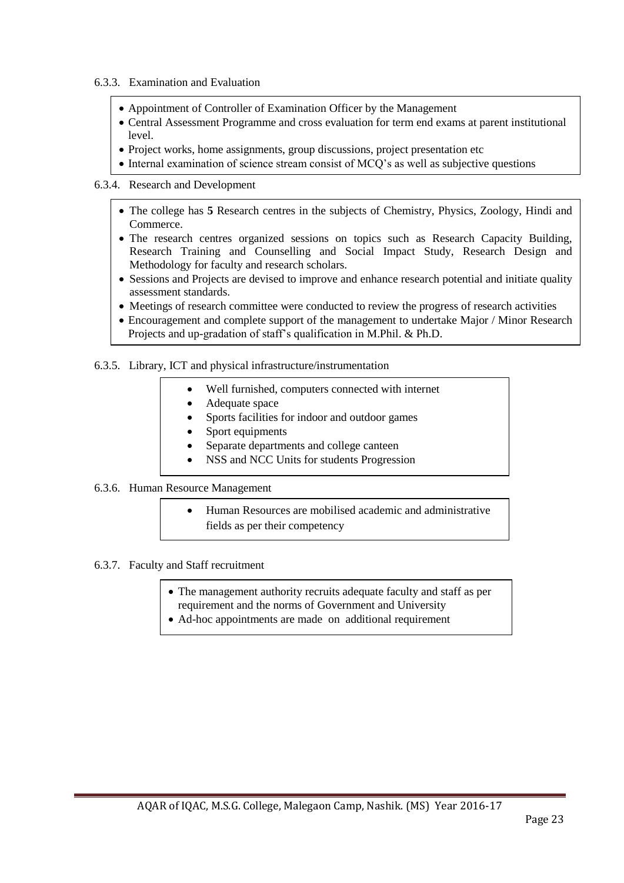6.3.3. Examination and Evaluation

- Appointment of Controller of Examination Officer by the Management
- Central Assessment Programme and cross evaluation for term end exams at parent institutional level.
- Project works, home assignments, group discussions, project presentation etc
- Internal examination of science stream consist of MCQ's as well as subjective questions

6.3.4. Research and Development

- The college has **5** Research centres in the subjects of Chemistry, Physics, Zoology, Hindi and Commerce.
- The research centres organized sessions on topics such as Research Capacity Building, Research Training and Counselling and Social Impact Study, Research Design and Methodology for faculty and research scholars.
- Sessions and Projects are devised to improve and enhance research potential and initiate quality assessment standards.
- Meetings of research committee were conducted to review the progress of research activities
- Encouragement and complete support of the management to undertake Major / Minor Research Projects and up-gradation of staff's qualification in M.Phil. & Ph.D.

6.3.5. Library, ICT and physical infrastructure/instrumentation

- Well furnished, computers connected with internet
- Adequate space
- Sports facilities for indoor and outdoor games
- Sport equipments
- Separate departments and college canteen
- NSS and NCC Units for students Progression

6.3.6. Human Resource Management

- Human Resources are mobilised academic and administrative fields as per their competency

6.3.7. Faculty and Staff recruitment

- The management authority recruits adequate faculty and staff as per requirement and the norms of Government and University
- Ad-hoc appointments are made on additional requirement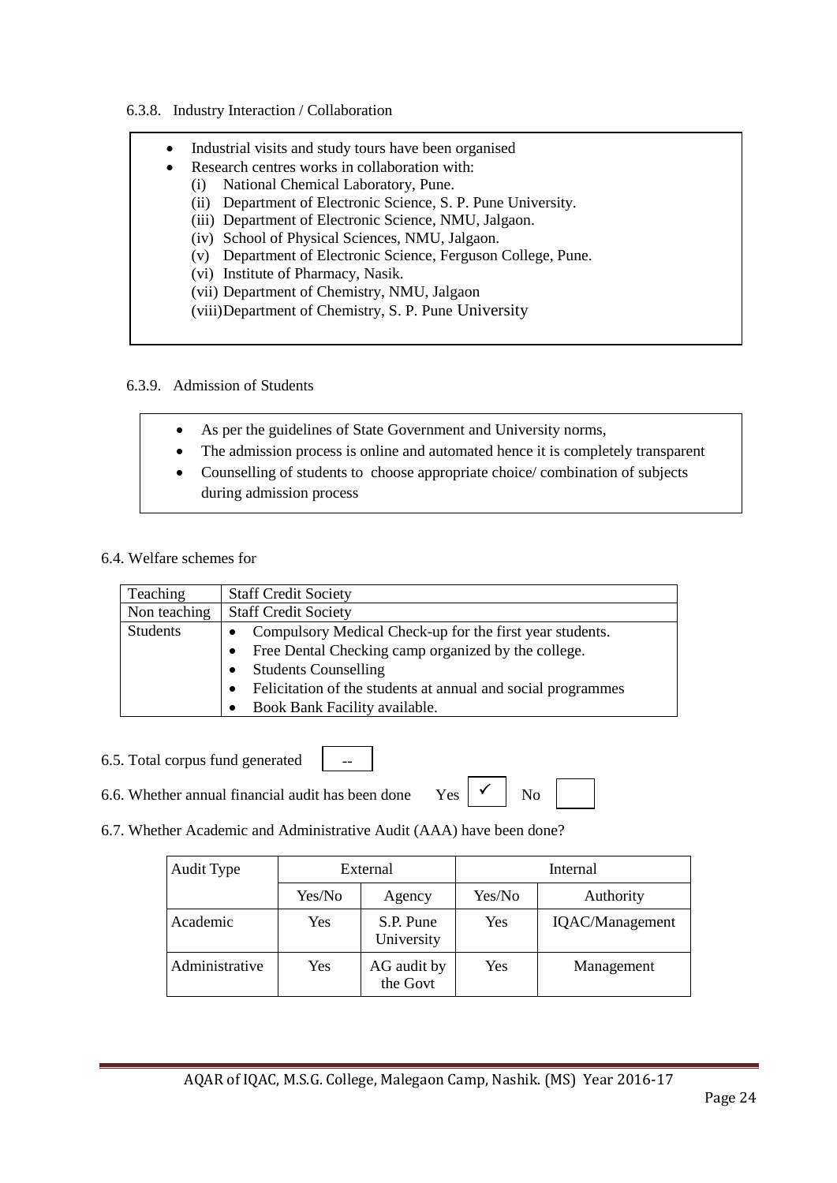6.3.8. Industry Interaction / Collaboration

- Industrial visits and study tours have been organised
- Research centres works in collaboration with:
  - (i) National Chemical Laboratory, Pune.
  - (ii) Department of Electronic Science, S. P. Pune University.
  - (iii) Department of Electronic Science, NMU, Jalgaon.
  - (iv) School of Physical Sciences, NMU, Jalgaon.
  - (v) Department of Electronic Science, Ferguson College, Pune.
  - (vi) Institute of Pharmacy, Nasik.
  - (vii) Department of Chemistry, NMU, Jalgaon
  - (viii) Department of Chemistry, S. P. Pune University

6.3.9. Admission of Students

- As per the guidelines of State Government and University norms,
- The admission process is online and automated hence it is completely transparent
- Counselling of students to choose appropriate choice/ combination of subjects during admission process

6.4. Welfare schemes for

| Teaching | Staff Credit Society |
|---|---|
| Non teaching | Staff Credit Society |
| Students | • Compulsory Medical Check-up for the first year students.<br>• Free Dental Checking camp organized by the college.<br>• Students Counselling<br>• Felicitation of the students at annual and social programmes<br>• Book Bank Facility available. |

6.5. Total corpus fund generated --

6.6. Whether annual financial audit has been done Yes ✓ No

6.7. Whether Academic and Administrative Audit (AAA) have been done?

| Audit Type | External | | Internal | |
|---|---|---|---|---|
| | Yes/No | Agency | Yes/No | Authority |
| Academic | Yes | S.P. Pune University | Yes | IQAC/Management |
| Administrative | Yes | AG audit by the Govt | Yes | Management |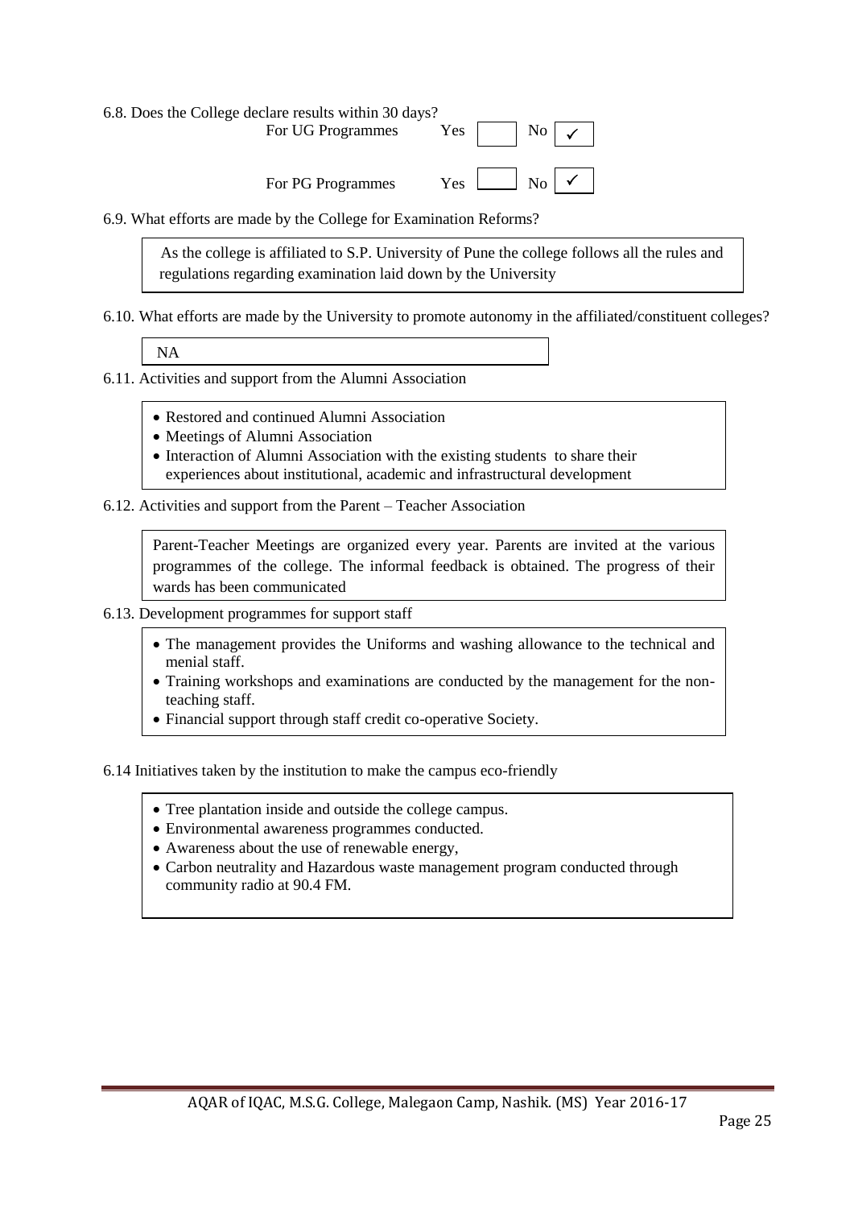6.8. Does the College declare results within 30 days?

| | Yes | No |
|---|---|---|
| For UG Programmes | | ✓ |
| For PG Programmes | | ✓ |

6.9. What efforts are made by the College for Examination Reforms?

As the college is affiliated to S.P. University of Pune the college follows all the rules and regulations regarding examination laid down by the University

6.10. What efforts are made by the University to promote autonomy in the affiliated/constituent colleges?

NA

6.11. Activities and support from the Alumni Association

- Restored and continued Alumni Association
- Meetings of Alumni Association
- Interaction of Alumni Association with the existing students to share their experiences about institutional, academic and infrastructural development

6.12. Activities and support from the Parent – Teacher Association

Parent-Teacher Meetings are organized every year. Parents are invited at the various programmes of the college. The informal feedback is obtained. The progress of their wards has been communicated

6.13. Development programmes for support staff

- The management provides the Uniforms and washing allowance to the technical and menial staff.
- Training workshops and examinations are conducted by the management for the non-teaching staff.
- Financial support through staff credit co-operative Society.

6.14 Initiatives taken by the institution to make the campus eco-friendly

- Tree plantation inside and outside the college campus.
- Environmental awareness programmes conducted.
- Awareness about the use of renewable energy,
- Carbon neutrality and Hazardous waste management program conducted through community radio at 90.4 FM.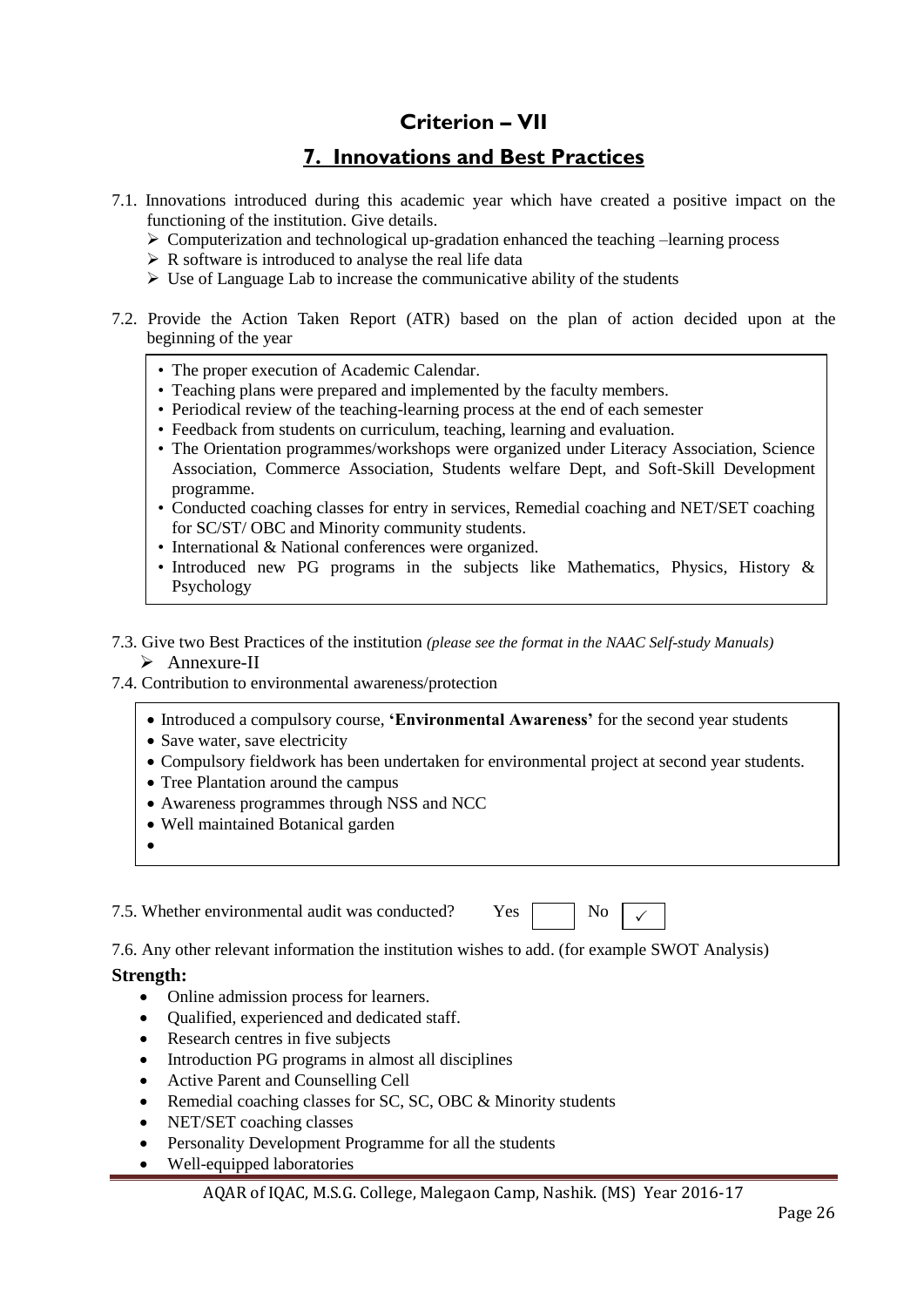## Criterion – VII

## 7. Innovations and Best Practices

7.1. Innovations introduced during this academic year which have created a positive impact on the functioning of the institution. Give details.

- Computerization and technological up-gradation enhanced the teaching –learning process
- R software is introduced to analyse the real life data
- Use of Language Lab to increase the communicative ability of the students

7.2. Provide the Action Taken Report (ATR) based on the plan of action decided upon at the beginning of the year

- The proper execution of Academic Calendar.
- Teaching plans were prepared and implemented by the faculty members.
- Periodical review of the teaching-learning process at the end of each semester
- Feedback from students on curriculum, teaching, learning and evaluation.
- The Orientation programmes/workshops were organized under Literacy Association, Science Association, Commerce Association, Students welfare Dept, and Soft-Skill Development programme.
- Conducted coaching classes for entry in services, Remedial coaching and NET/SET coaching for SC/ST/ OBC and Minority community students.
- International & National conferences were organized.
- Introduced new PG programs in the subjects like Mathematics, Physics, History & Psychology

7.3. Give two Best Practices of the institution *(please see the format in the NAAC Self-study Manuals)*

- Annexure-II

7.4. Contribution to environmental awareness/protection

- Introduced a compulsory course, **'Environmental Awareness'** for the second year students
- Save water, save electricity
- Compulsory fieldwork has been undertaken for environmental project at second year students.
- Tree Plantation around the campus
- Awareness programmes through NSS and NCC
- Well maintained Botanical garden
- 

7.5. Whether environmental audit was conducted? Yes [ ] No [✓]

7.6. Any other relevant information the institution wishes to add. (for example SWOT Analysis)

**Strength:**

- Online admission process for learners.
- Qualified, experienced and dedicated staff.
- Research centres in five subjects
- Introduction PG programs in almost all disciplines
- Active Parent and Counselling Cell
- Remedial coaching classes for SC, SC, OBC & Minority students
- NET/SET coaching classes
- Personality Development Programme for all the students
- Well-equipped laboratories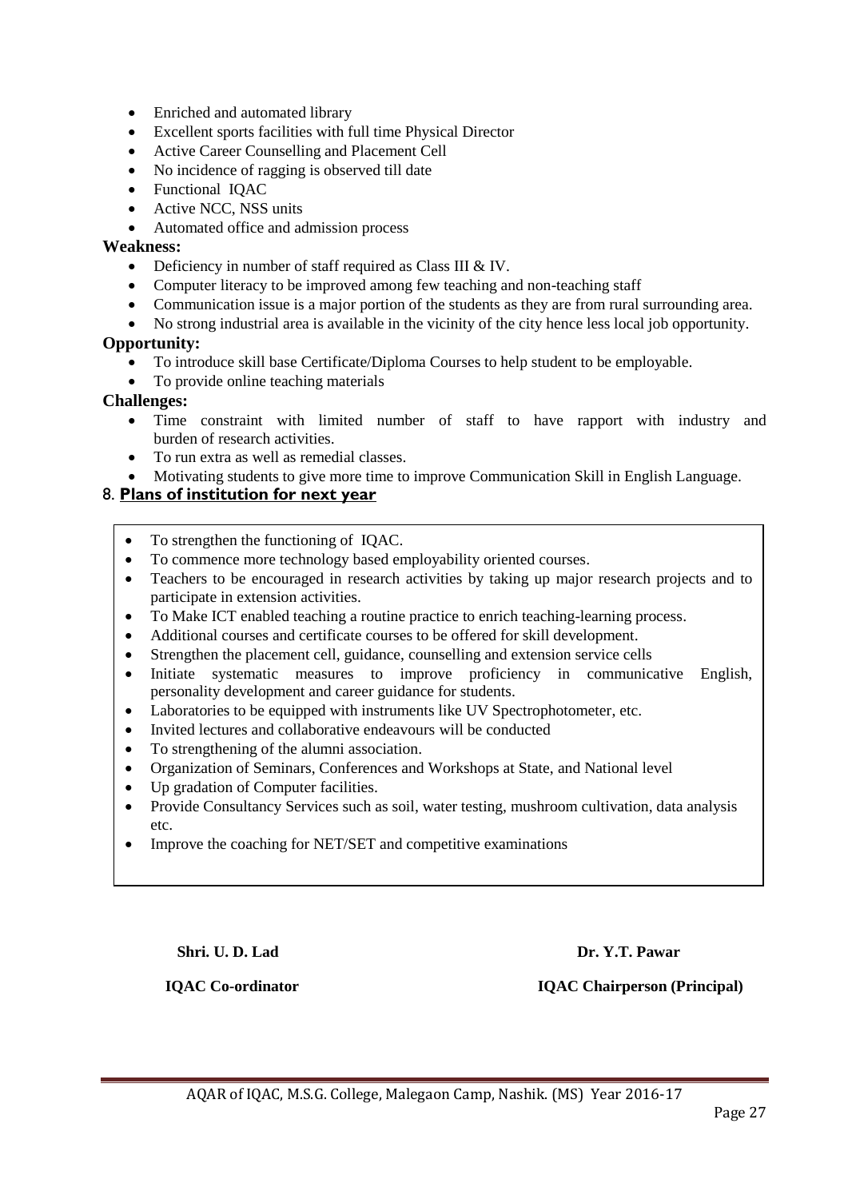- Enriched and automated library
- Excellent sports facilities with full time Physical Director
- Active Career Counselling and Placement Cell
- No incidence of ragging is observed till date
- Functional IQAC
- Active NCC, NSS units
- Automated office and admission process

**Weakness:**

- Deficiency in number of staff required as Class III & IV.
- Computer literacy to be improved among few teaching and non-teaching staff
- Communication issue is a major portion of the students as they are from rural surrounding area.
- No strong industrial area is available in the vicinity of the city hence less local job opportunity.

**Opportunity:**

- To introduce skill base Certificate/Diploma Courses to help student to be employable.
- To provide online teaching materials

**Challenges:**

- Time constraint with limited number of staff to have rapport with industry and burden of research activities.
- To run extra as well as remedial classes.
- Motivating students to give more time to improve Communication Skill in English Language.

## 8. Plans of institution for next year

- To strengthen the functioning of IQAC.
- To commence more technology based employability oriented courses.
- Teachers to be encouraged in research activities by taking up major research projects and to participate in extension activities.
- To Make ICT enabled teaching a routine practice to enrich teaching-learning process.
- Additional courses and certificate courses to be offered for skill development.
- Strengthen the placement cell, guidance, counselling and extension service cells
- Initiate systematic measures to improve proficiency in communicative English, personality development and career guidance for students.
- Laboratories to be equipped with instruments like UV Spectrophotometer, etc.
- Invited lectures and collaborative endeavours will be conducted
- To strengthening of the alumni association.
- Organization of Seminars, Conferences and Workshops at State, and National level
- Up gradation of Computer facilities.
- Provide Consultancy Services such as soil, water testing, mushroom cultivation, data analysis etc.
- Improve the coaching for NET/SET and competitive examinations

**Shri. U. D. Lad**
**IQAC Co-ordinator**

**Dr. Y.T. Pawar**
**IQAC Chairperson (Principal)**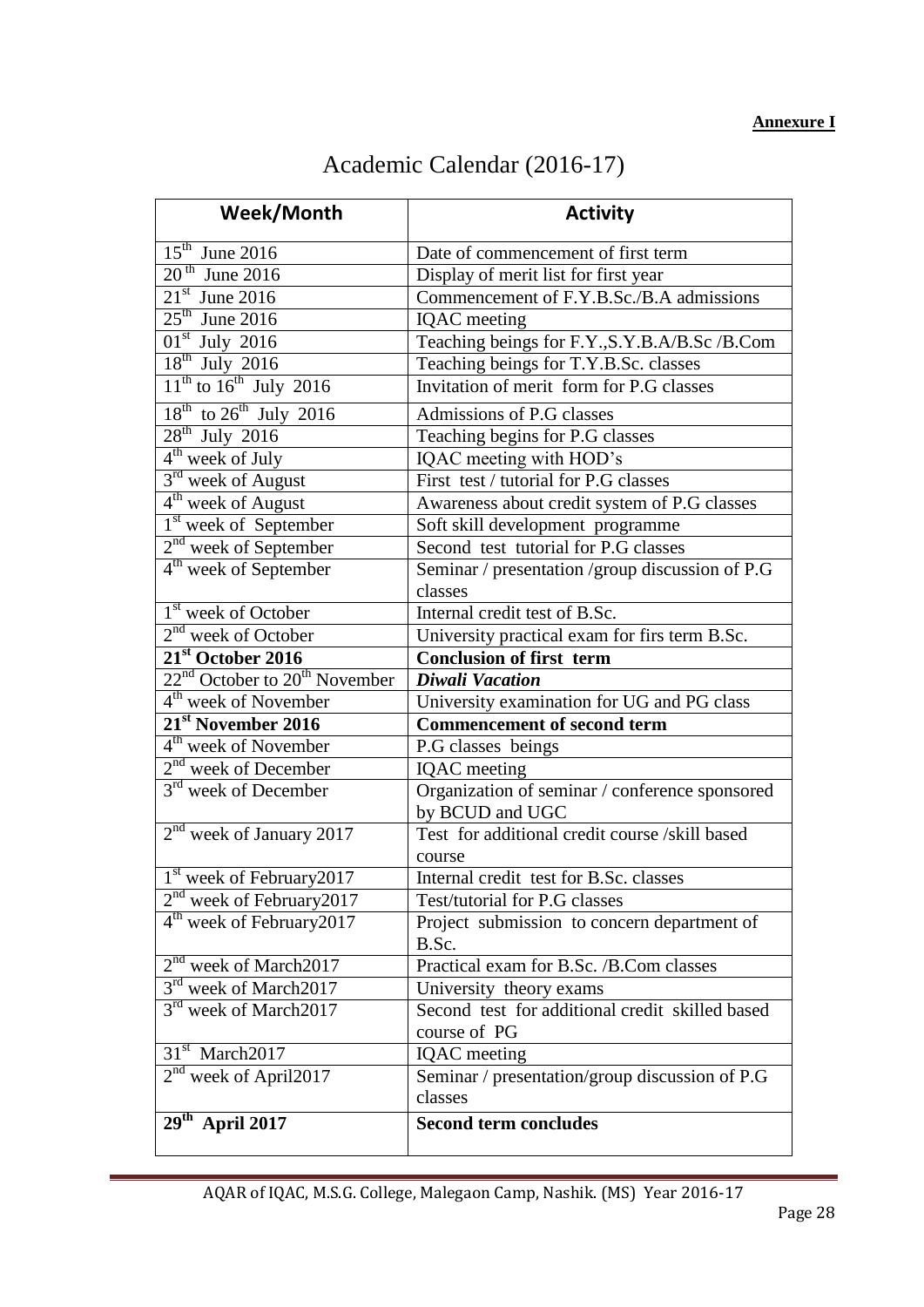**Annexure I**

# Academic Calendar (2016-17)

| Week/Month | Activity |
|---|---|
| 15th June 2016 | Date of commencement of first term |
| 20th June 2016 | Display of merit list for first year |
| 21st June 2016 | Commencement of F.Y.B.Sc./B.A admissions |
| 25th June 2016 | IQAC meeting |
| 01st July 2016 | Teaching beings for F.Y.,S.Y.B.A/B.Sc /B.Com |
| 18th July 2016 | Teaching beings for T.Y.B.Sc. classes |
| 11th to 16th July 2016 | Invitation of merit form for P.G classes |
| 18th to 26th July 2016 | Admissions of P.G classes |
| 28th July 2016 | Teaching begins for P.G classes |
| 4th week of July | IQAC meeting with HOD's |
| 3rd week of August | First test / tutorial for P.G classes |
| 4th week of August | Awareness about credit system of P.G classes |
| 1st week of September | Soft skill development programme |
| 2nd week of September | Second test tutorial for P.G classes |
| 4th week of September | Seminar / presentation /group discussion of P.G classes |
| 1st week of October | Internal credit test of B.Sc. |
| 2nd week of October | University practical exam for firs term B.Sc. |
| **21st October 2016** | **Conclusion of first term** |
| 22nd October to 20th November | ***Diwali Vacation*** |
| 4th week of November | University examination for UG and PG class |
| **21st November 2016** | **Commencement of second term** |
| 4th week of November | P.G classes beings |
| 2nd week of December | IQAC meeting |
| 3rd week of December | Organization of seminar / conference sponsored by BCUD and UGC |
| 2nd week of January 2017 | Test for additional credit course /skill based course |
| 1st week of February2017 | Internal credit test for B.Sc. classes |
| 2nd week of February2017 | Test/tutorial for P.G classes |
| 4th week of February2017 | Project submission to concern department of B.Sc. |
| 2nd week of March2017 | Practical exam for B.Sc. /B.Com classes |
| 3rd week of March2017 | University theory exams |
| 3rd week of March2017 | Second test for additional credit skilled based course of PG |
| 31st March2017 | IQAC meeting |
| 2nd week of April2017 | Seminar / presentation/group discussion of P.G classes |
| **29th April 2017** | **Second term concludes** |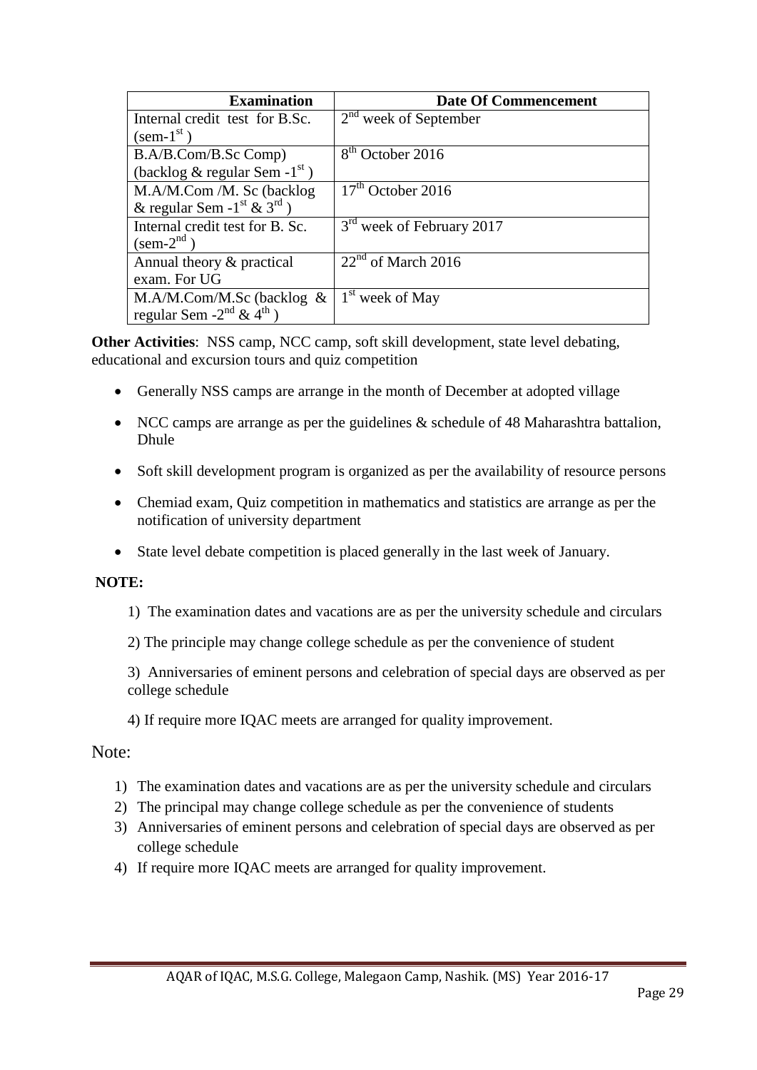| Examination | Date Of Commencement |
|---|---|
| Internal credit test for B.Sc. (sem-1st ) | 2nd week of September |
| B.A/B.Com/B.Sc Comp) (backlog & regular Sem -1st ) | 8th October 2016 |
| M.A/M.Com /M. Sc (backlog & regular Sem -1st & 3rd ) | 17th October 2016 |
| Internal credit test for B. Sc. (sem-2nd ) | 3rd week of February 2017 |
| Annual theory & practical exam. For UG | 22nd of March 2016 |
| M.A/M.Com/M.Sc (backlog & regular Sem -2nd & 4th ) | 1st week of May |

**Other Activities**: NSS camp, NCC camp, soft skill development, state level debating, educational and excursion tours and quiz competition

- Generally NSS camps are arrange in the month of December at adopted village
- NCC camps are arrange as per the guidelines & schedule of 48 Maharashtra battalion, Dhule
- Soft skill development program is organized as per the availability of resource persons
- Chemiad exam, Quiz competition in mathematics and statistics are arrange as per the notification of university department
- State level debate competition is placed generally in the last week of January.

**NOTE:**

1) The examination dates and vacations are as per the university schedule and circulars

2) The principle may change college schedule as per the convenience of student

3) Anniversaries of eminent persons and celebration of special days are observed as per college schedule

4) If require more IQAC meets are arranged for quality improvement.

Note:

1) The examination dates and vacations are as per the university schedule and circulars
2) The principal may change college schedule as per the convenience of students
3) Anniversaries of eminent persons and celebration of special days are observed as per college schedule
4) If require more IQAC meets are arranged for quality improvement.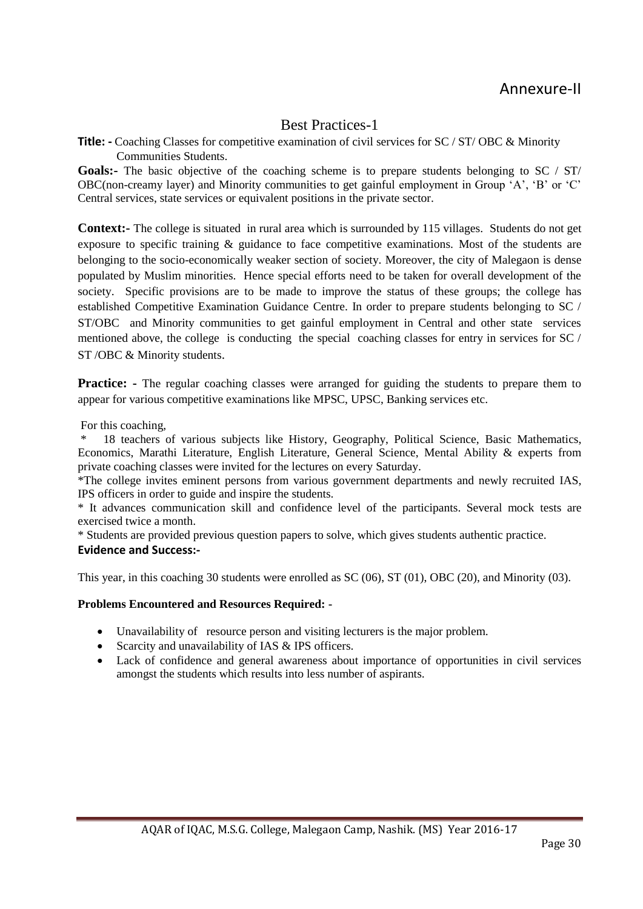# Annexure-II

## Best Practices-1

**Title: -** Coaching Classes for competitive examination of civil services for SC / ST/ OBC & Minority Communities Students.

**Goals:-** The basic objective of the coaching scheme is to prepare students belonging to SC / ST/ OBC(non-creamy layer) and Minority communities to get gainful employment in Group 'A', 'B' or 'C' Central services, state services or equivalent positions in the private sector.

**Context:-** The college is situated in rural area which is surrounded by 115 villages. Students do not get exposure to specific training & guidance to face competitive examinations. Most of the students are belonging to the socio-economically weaker section of society. Moreover, the city of Malegaon is dense populated by Muslim minorities. Hence special efforts need to be taken for overall development of the society. Specific provisions are to be made to improve the status of these groups; the college has established Competitive Examination Guidance Centre. In order to prepare students belonging to SC / ST/OBC and Minority communities to get gainful employment in Central and other state services mentioned above, the college is conducting the special coaching classes for entry in services for SC / ST /OBC & Minority students.

**Practice: -** The regular coaching classes were arranged for guiding the students to prepare them to appear for various competitive examinations like MPSC, UPSC, Banking services etc.

For this coaching,

* 18 teachers of various subjects like History, Geography, Political Science, Basic Mathematics, Economics, Marathi Literature, English Literature, General Science, Mental Ability & experts from private coaching classes were invited for the lectures on every Saturday.
* The college invites eminent persons from various government departments and newly recruited IAS, IPS officers in order to guide and inspire the students.
* It advances communication skill and confidence level of the participants. Several mock tests are exercised twice a month.
* Students are provided previous question papers to solve, which gives students authentic practice.

**Evidence and Success:-**

This year, in this coaching 30 students were enrolled as SC (06), ST (01), OBC (20), and Minority (03).

**Problems Encountered and Resources Required: -**

- Unavailability of resource person and visiting lecturers is the major problem.
- Scarcity and unavailability of IAS & IPS officers.
- Lack of confidence and general awareness about importance of opportunities in civil services amongst the students which results into less number of aspirants.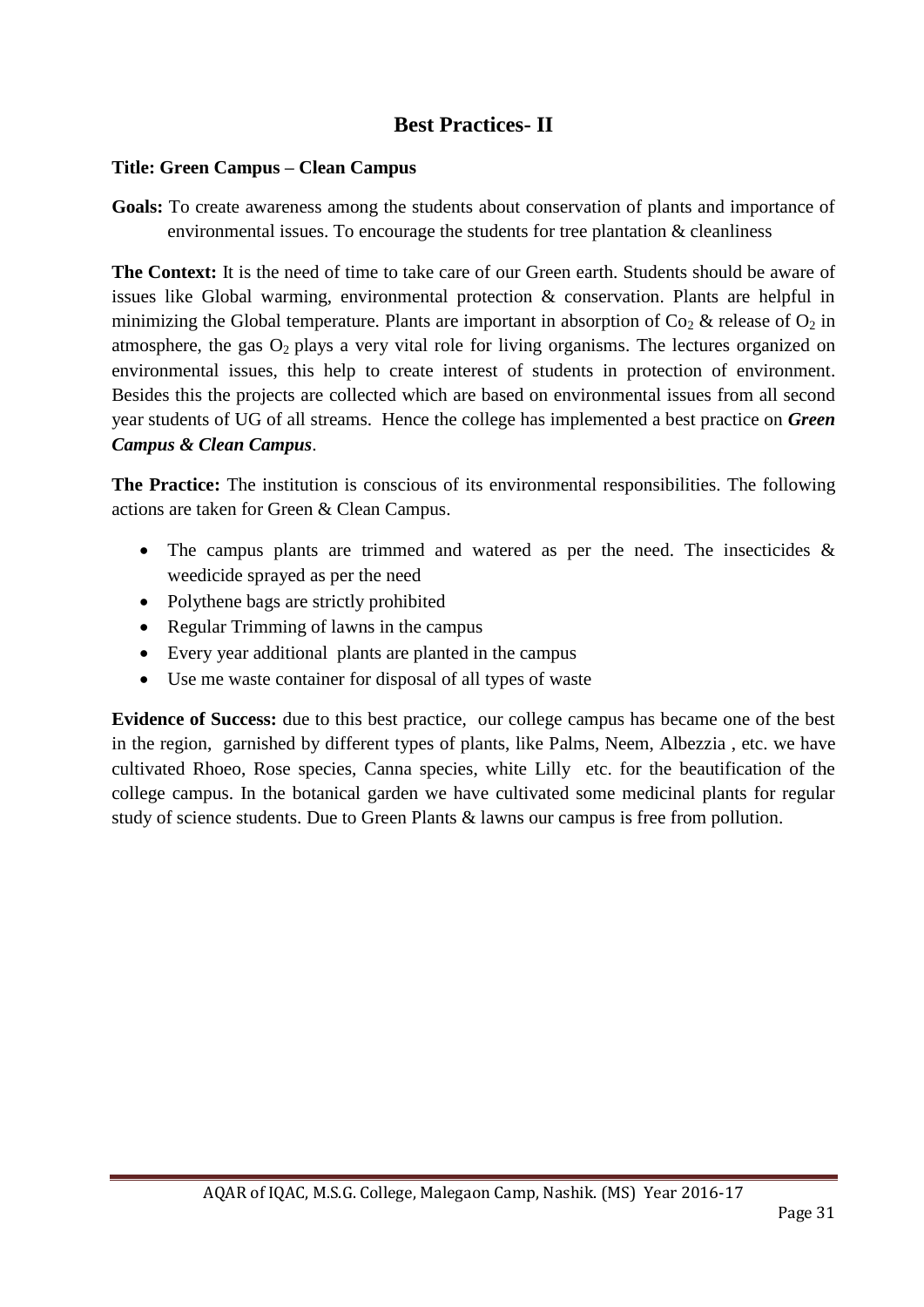## Best Practices- II

**Title: Green Campus – Clean Campus**

**Goals:** To create awareness among the students about conservation of plants and importance of environmental issues. To encourage the students for tree plantation & cleanliness

**The Context:** It is the need of time to take care of our Green earth. Students should be aware of issues like Global warming, environmental protection & conservation. Plants are helpful in minimizing the Global temperature. Plants are important in absorption of $Co_2$ & release of $O_2$ in atmosphere, the gas $O_2$ plays a very vital role for living organisms. The lectures organized on environmental issues, this help to create interest of students in protection of environment. Besides this the projects are collected which are based on environmental issues from all second year students of UG of all streams. Hence the college has implemented a best practice on ***Green Campus & Clean Campus***.

**The Practice:** The institution is conscious of its environmental responsibilities. The following actions are taken for Green & Clean Campus.

- The campus plants are trimmed and watered as per the need. The insecticides & weedicide sprayed as per the need
- Polythene bags are strictly prohibited
- Regular Trimming of lawns in the campus
- Every year additional plants are planted in the campus
- Use me waste container for disposal of all types of waste

**Evidence of Success:** due to this best practice, our college campus has became one of the best in the region, garnished by different types of plants, like Palms, Neem, Albezzia , etc. we have cultivated Rhoeo, Rose species, Canna species, white Lilly etc. for the beautification of the college campus. In the botanical garden we have cultivated some medicinal plants for regular study of science students. Due to Green Plants & lawns our campus is free from pollution.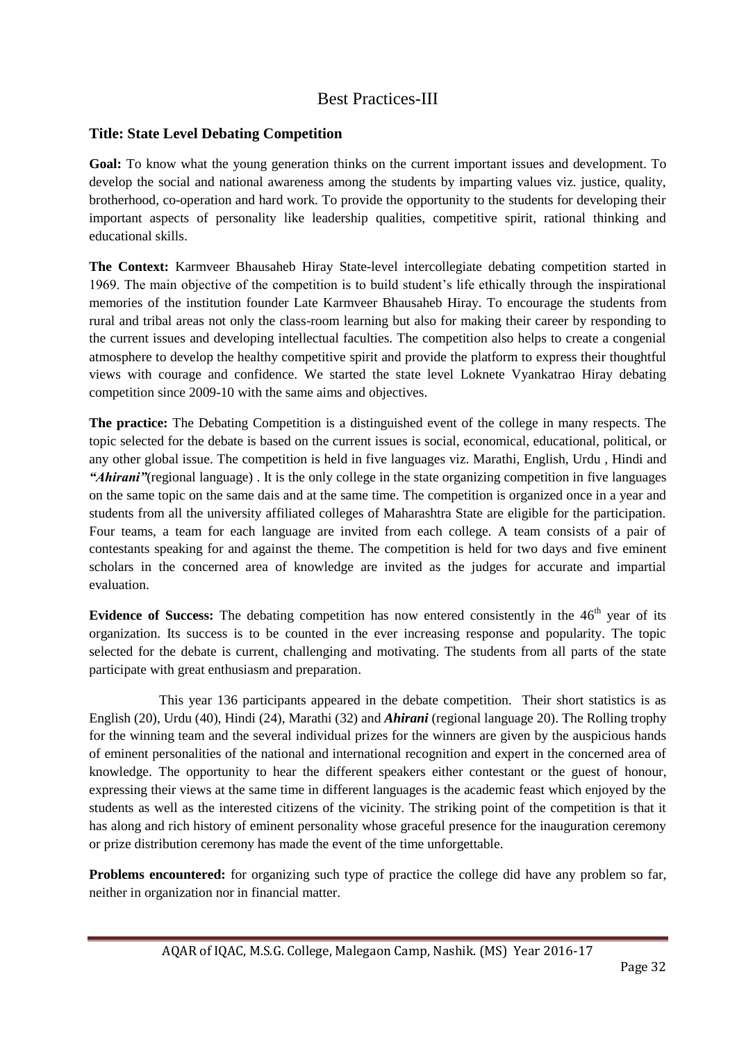# Best Practices-III

## Title: State Level Debating Competition

**Goal:** To know what the young generation thinks on the current important issues and development. To develop the social and national awareness among the students by imparting values viz. justice, quality, brotherhood, co-operation and hard work. To provide the opportunity to the students for developing their important aspects of personality like leadership qualities, competitive spirit, rational thinking and educational skills.

**The Context:** Karmveer Bhausaheb Hiray State-level intercollegiate debating competition started in 1969. The main objective of the competition is to build student's life ethically through the inspirational memories of the institution founder Late Karmveer Bhausaheb Hiray. To encourage the students from rural and tribal areas not only the class-room learning but also for making their career by responding to the current issues and developing intellectual faculties. The competition also helps to create a congenial atmosphere to develop the healthy competitive spirit and provide the platform to express their thoughtful views with courage and confidence. We started the state level Loknete Vyankatrao Hiray debating competition since 2009-10 with the same aims and objectives.

**The practice:** The Debating Competition is a distinguished event of the college in many respects. The topic selected for the debate is based on the current issues is social, economical, educational, political, or any other global issue. The competition is held in five languages viz. Marathi, English, Urdu , Hindi and ***"Ahirani"***(regional language) . It is the only college in the state organizing competition in five languages on the same topic on the same dais and at the same time. The competition is organized once in a year and students from all the university affiliated colleges of Maharashtra State are eligible for the participation. Four teams, a team for each language are invited from each college. A team consists of a pair of contestants speaking for and against the theme. The competition is held for two days and five eminent scholars in the concerned area of knowledge are invited as the judges for accurate and impartial evaluation.

**Evidence of Success:** The debating competition has now entered consistently in the 46th year of its organization. Its success is to be counted in the ever increasing response and popularity. The topic selected for the debate is current, challenging and motivating. The students from all parts of the state participate with great enthusiasm and preparation.

This year 136 participants appeared in the debate competition. Their short statistics is as English (20), Urdu (40), Hindi (24), Marathi (32) and ***Ahirani*** (regional language 20). The Rolling trophy for the winning team and the several individual prizes for the winners are given by the auspicious hands of eminent personalities of the national and international recognition and expert in the concerned area of knowledge. The opportunity to hear the different speakers either contestant or the guest of honour, expressing their views at the same time in different languages is the academic feast which enjoyed by the students as well as the interested citizens of the vicinity. The striking point of the competition is that it has along and rich history of eminent personality whose graceful presence for the inauguration ceremony or prize distribution ceremony has made the event of the time unforgettable.

**Problems encountered:** for organizing such type of practice the college did have any problem so far, neither in organization nor in financial matter.